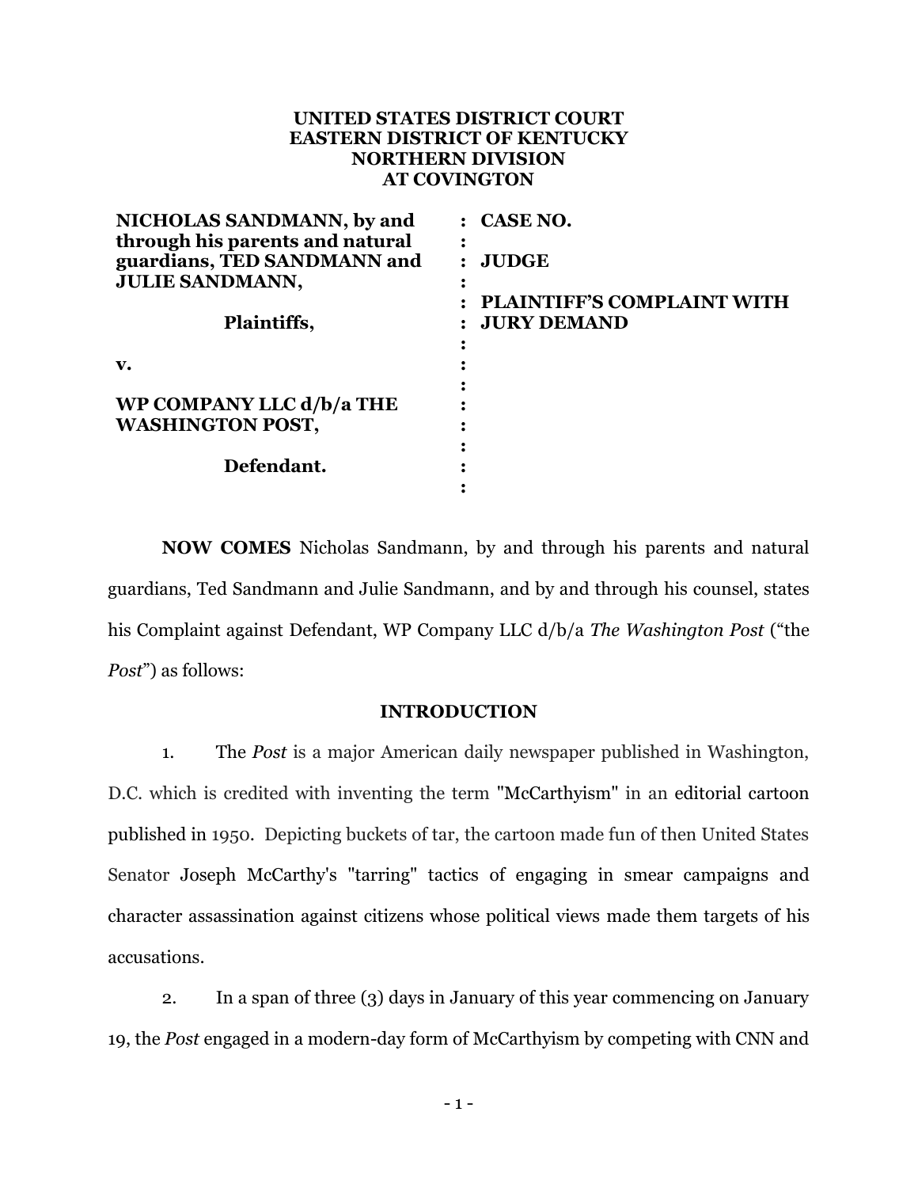**UNITED STATES DISTRICT COURT**
**EASTERN DISTRICT OF KENTUCKY**
**NORTHERN DIVISION**
**AT COVINGTON**

| | | |
|---|---|---|
| **NICHOLAS SANDMANN, by and through his parents and natural guardians, TED SANDMANN and JULIE SANDMANN,** | : | **CASE NO.** |
| | : | **JUDGE** |
| **Plaintiffs,** | : | **PLAINTIFF'S COMPLAINT WITH JURY DEMAND** |
| **v.** | : | |
| **WP COMPANY LLC d/b/a THE WASHINGTON POST,** | : | |
| **Defendant.** | : | |

**NOW COMES** Nicholas Sandmann, by and through his parents and natural guardians, Ted Sandmann and Julie Sandmann, and by and through his counsel, states his Complaint against Defendant, WP Company LLC d/b/a *The Washington Post* ("the *Post*") as follows:

## INTRODUCTION

1. The *Post* is a major American daily newspaper published in Washington, D.C. which is credited with inventing the term "McCarthyism" in an editorial cartoon published in 1950. Depicting buckets of tar, the cartoon made fun of then United States Senator Joseph McCarthy's "tarring" tactics of engaging in smear campaigns and character assassination against citizens whose political views made them targets of his accusations.

2. In a span of three (3) days in January of this year commencing on January 19, the *Post* engaged in a modern-day form of McCarthyism by competing with CNN and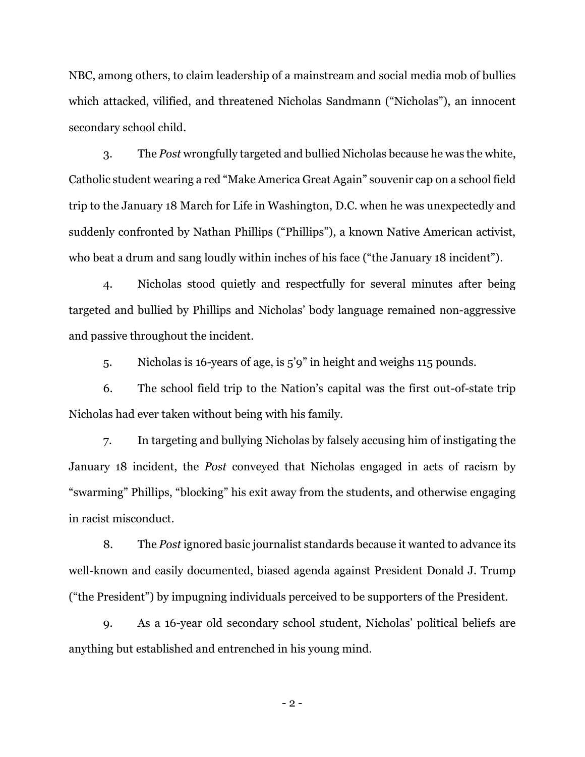NBC, among others, to claim leadership of a mainstream and social media mob of bullies which attacked, vilified, and threatened Nicholas Sandmann ("Nicholas"), an innocent secondary school child.

3. The *Post* wrongfully targeted and bullied Nicholas because he was the white, Catholic student wearing a red "Make America Great Again" souvenir cap on a school field trip to the January 18 March for Life in Washington, D.C. when he was unexpectedly and suddenly confronted by Nathan Phillips ("Phillips"), a known Native American activist, who beat a drum and sang loudly within inches of his face ("the January 18 incident").

4. Nicholas stood quietly and respectfully for several minutes after being targeted and bullied by Phillips and Nicholas' body language remained non-aggressive and passive throughout the incident.

5. Nicholas is 16-years of age, is 5'9" in height and weighs 115 pounds.

6. The school field trip to the Nation's capital was the first out-of-state trip Nicholas had ever taken without being with his family.

7. In targeting and bullying Nicholas by falsely accusing him of instigating the January 18 incident, the *Post* conveyed that Nicholas engaged in acts of racism by "swarming" Phillips, "blocking" his exit away from the students, and otherwise engaging in racist misconduct.

8. The *Post* ignored basic journalist standards because it wanted to advance its well-known and easily documented, biased agenda against President Donald J. Trump ("the President") by impugning individuals perceived to be supporters of the President.

9. As a 16-year old secondary school student, Nicholas' political beliefs are anything but established and entrenched in his young mind.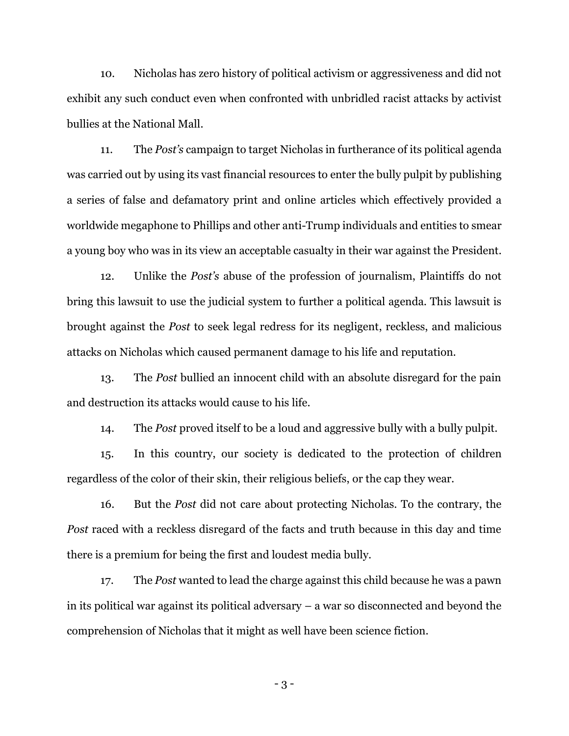10. Nicholas has zero history of political activism or aggressiveness and did not exhibit any such conduct even when confronted with unbridled racist attacks by activist bullies at the National Mall.

11. The *Post's* campaign to target Nicholas in furtherance of its political agenda was carried out by using its vast financial resources to enter the bully pulpit by publishing a series of false and defamatory print and online articles which effectively provided a worldwide megaphone to Phillips and other anti-Trump individuals and entities to smear a young boy who was in its view an acceptable casualty in their war against the President.

12. Unlike the *Post's* abuse of the profession of journalism, Plaintiffs do not bring this lawsuit to use the judicial system to further a political agenda. This lawsuit is brought against the *Post* to seek legal redress for its negligent, reckless, and malicious attacks on Nicholas which caused permanent damage to his life and reputation.

13. The *Post* bullied an innocent child with an absolute disregard for the pain and destruction its attacks would cause to his life.

14. The *Post* proved itself to be a loud and aggressive bully with a bully pulpit.

15. In this country, our society is dedicated to the protection of children regardless of the color of their skin, their religious beliefs, or the cap they wear.

16. But the *Post* did not care about protecting Nicholas. To the contrary, the *Post* raced with a reckless disregard of the facts and truth because in this day and time there is a premium for being the first and loudest media bully.

17. The *Post* wanted to lead the charge against this child because he was a pawn in its political war against its political adversary – a war so disconnected and beyond the comprehension of Nicholas that it might as well have been science fiction.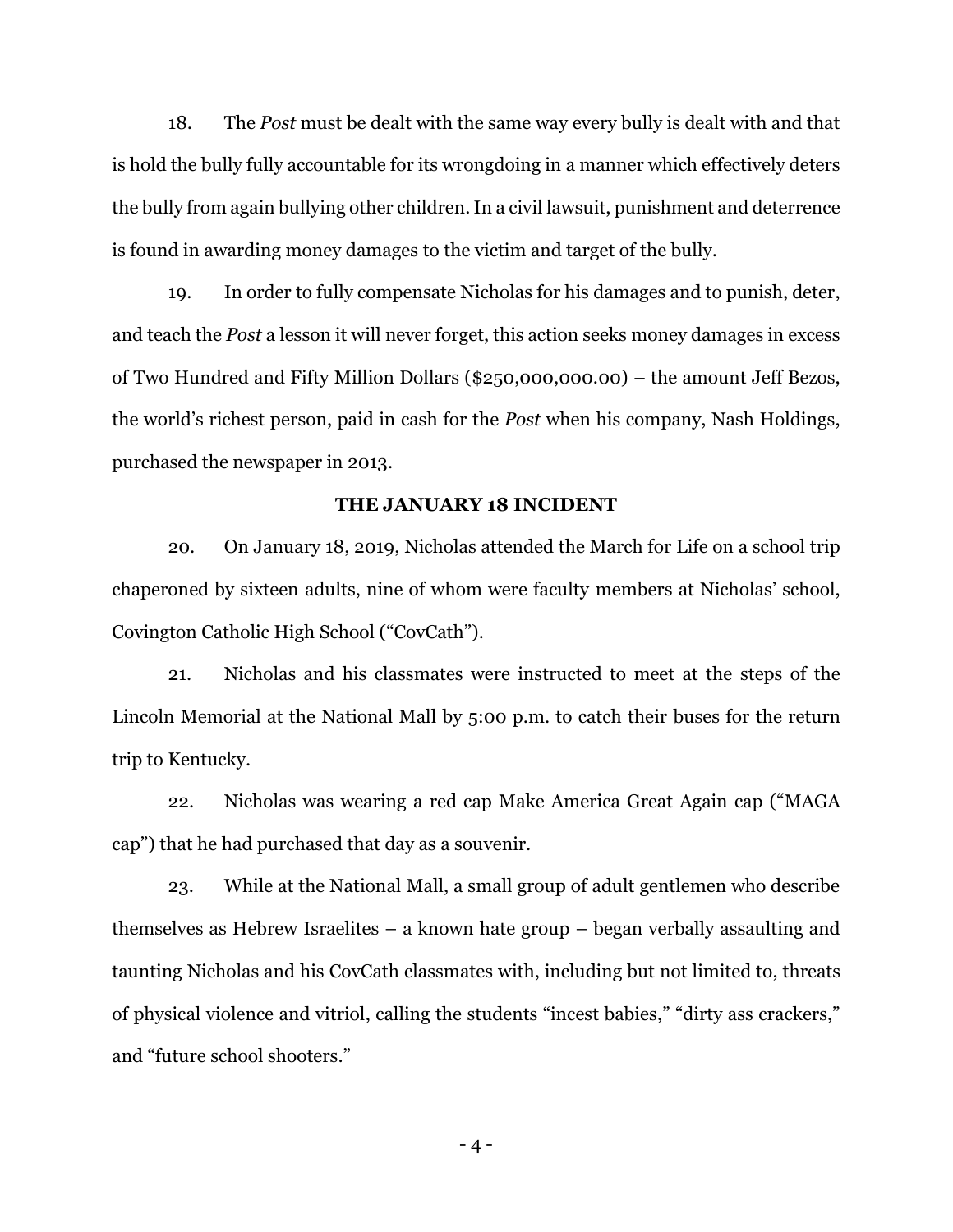18. The *Post* must be dealt with the same way every bully is dealt with and that is hold the bully fully accountable for its wrongdoing in a manner which effectively deters the bully from again bullying other children. In a civil lawsuit, punishment and deterrence is found in awarding money damages to the victim and target of the bully.

19. In order to fully compensate Nicholas for his damages and to punish, deter, and teach the *Post* a lesson it will never forget, this action seeks money damages in excess of Two Hundred and Fifty Million Dollars ($250,000,000.00) – the amount Jeff Bezos, the world's richest person, paid in cash for the *Post* when his company, Nash Holdings, purchased the newspaper in 2013.

**THE JANUARY 18 INCIDENT**

20. On January 18, 2019, Nicholas attended the March for Life on a school trip chaperoned by sixteen adults, nine of whom were faculty members at Nicholas' school, Covington Catholic High School ("CovCath").

21. Nicholas and his classmates were instructed to meet at the steps of the Lincoln Memorial at the National Mall by 5:00 p.m. to catch their buses for the return trip to Kentucky.

22. Nicholas was wearing a red cap Make America Great Again cap ("MAGA cap") that he had purchased that day as a souvenir.

23. While at the National Mall, a small group of adult gentlemen who describe themselves as Hebrew Israelites – a known hate group – began verbally assaulting and taunting Nicholas and his CovCath classmates with, including but not limited to, threats of physical violence and vitriol, calling the students "incest babies," "dirty ass crackers," and "future school shooters."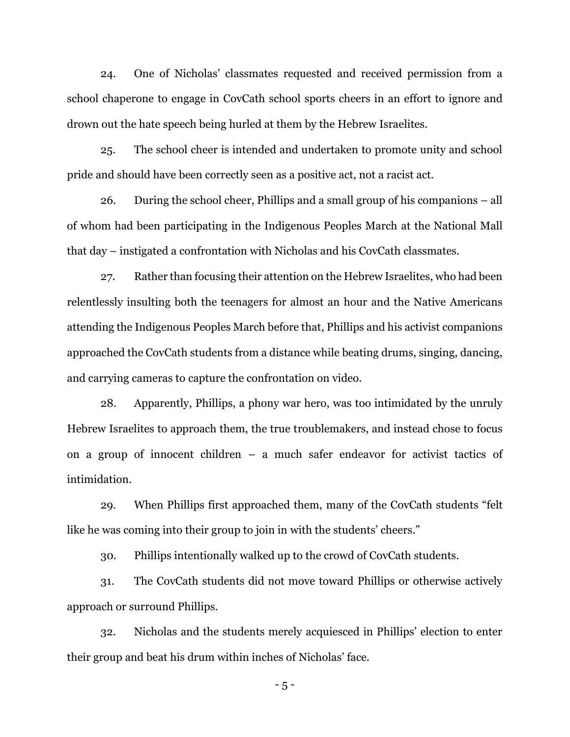24. One of Nicholas' classmates requested and received permission from a school chaperone to engage in CovCath school sports cheers in an effort to ignore and drown out the hate speech being hurled at them by the Hebrew Israelites.

25. The school cheer is intended and undertaken to promote unity and school pride and should have been correctly seen as a positive act, not a racist act.

26. During the school cheer, Phillips and a small group of his companions – all of whom had been participating in the Indigenous Peoples March at the National Mall that day – instigated a confrontation with Nicholas and his CovCath classmates.

27. Rather than focusing their attention on the Hebrew Israelites, who had been relentlessly insulting both the teenagers for almost an hour and the Native Americans attending the Indigenous Peoples March before that, Phillips and his activist companions approached the CovCath students from a distance while beating drums, singing, dancing, and carrying cameras to capture the confrontation on video.

28. Apparently, Phillips, a phony war hero, was too intimidated by the unruly Hebrew Israelites to approach them, the true troublemakers, and instead chose to focus on a group of innocent children – a much safer endeavor for activist tactics of intimidation.

29. When Phillips first approached them, many of the CovCath students "felt like he was coming into their group to join in with the students' cheers."

30. Phillips intentionally walked up to the crowd of CovCath students.

31. The CovCath students did not move toward Phillips or otherwise actively approach or surround Phillips.

32. Nicholas and the students merely acquiesced in Phillips' election to enter their group and beat his drum within inches of Nicholas' face.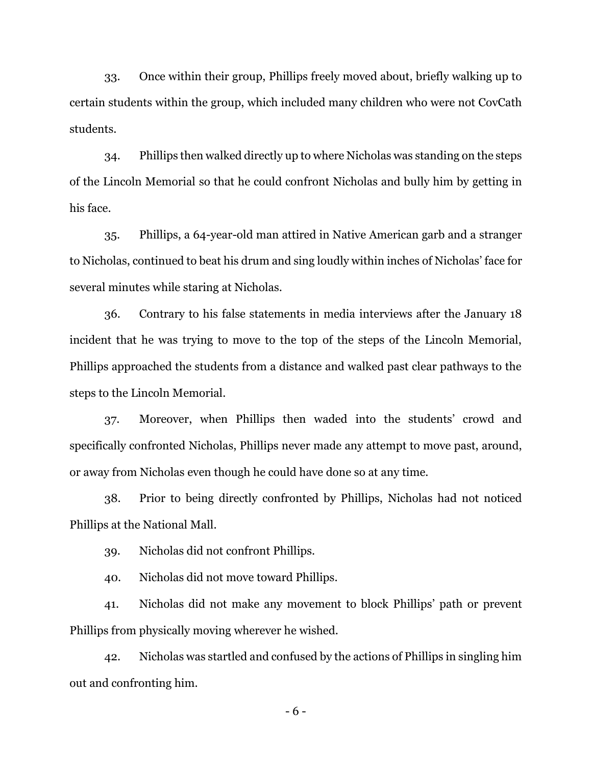33. Once within their group, Phillips freely moved about, briefly walking up to certain students within the group, which included many children who were not CovCath students.

34. Phillips then walked directly up to where Nicholas was standing on the steps of the Lincoln Memorial so that he could confront Nicholas and bully him by getting in his face.

35. Phillips, a 64-year-old man attired in Native American garb and a stranger to Nicholas, continued to beat his drum and sing loudly within inches of Nicholas' face for several minutes while staring at Nicholas.

36. Contrary to his false statements in media interviews after the January 18 incident that he was trying to move to the top of the steps of the Lincoln Memorial, Phillips approached the students from a distance and walked past clear pathways to the steps to the Lincoln Memorial.

37. Moreover, when Phillips then waded into the students' crowd and specifically confronted Nicholas, Phillips never made any attempt to move past, around, or away from Nicholas even though he could have done so at any time.

38. Prior to being directly confronted by Phillips, Nicholas had not noticed Phillips at the National Mall.

39. Nicholas did not confront Phillips.

40. Nicholas did not move toward Phillips.

41. Nicholas did not make any movement to block Phillips' path or prevent Phillips from physically moving wherever he wished.

42. Nicholas was startled and confused by the actions of Phillips in singling him out and confronting him.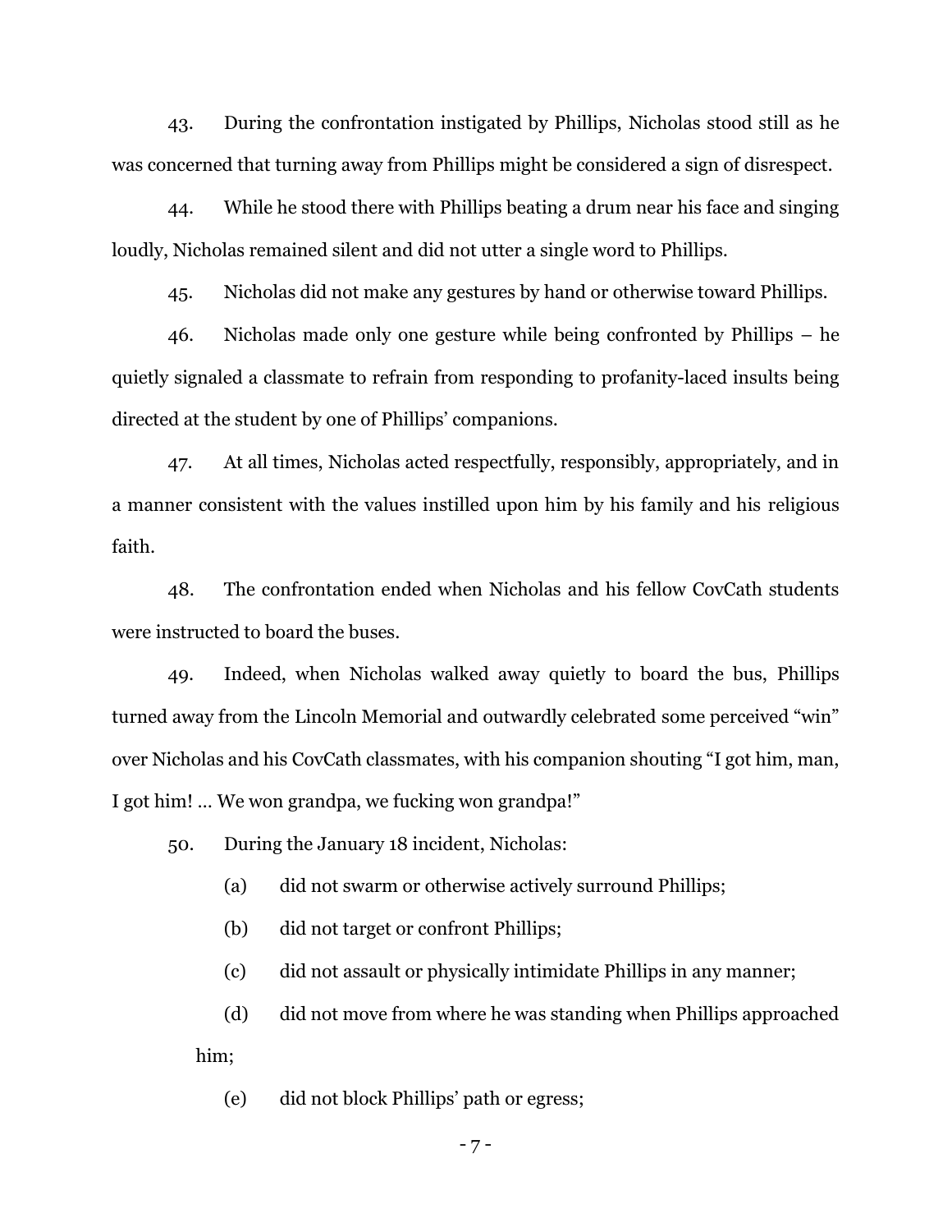43. During the confrontation instigated by Phillips, Nicholas stood still as he was concerned that turning away from Phillips might be considered a sign of disrespect.

44. While he stood there with Phillips beating a drum near his face and singing loudly, Nicholas remained silent and did not utter a single word to Phillips.

45. Nicholas did not make any gestures by hand or otherwise toward Phillips.

46. Nicholas made only one gesture while being confronted by Phillips – he quietly signaled a classmate to refrain from responding to profanity-laced insults being directed at the student by one of Phillips' companions.

47. At all times, Nicholas acted respectfully, responsibly, appropriately, and in a manner consistent with the values instilled upon him by his family and his religious faith.

48. The confrontation ended when Nicholas and his fellow CovCath students were instructed to board the buses.

49. Indeed, when Nicholas walked away quietly to board the bus, Phillips turned away from the Lincoln Memorial and outwardly celebrated some perceived "win" over Nicholas and his CovCath classmates, with his companion shouting "I got him, man, I got him! … We won grandpa, we fucking won grandpa!"

50. During the January 18 incident, Nicholas:

(a) did not swarm or otherwise actively surround Phillips;

(b) did not target or confront Phillips;

(c) did not assault or physically intimidate Phillips in any manner;

(d) did not move from where he was standing when Phillips approached him;

(e) did not block Phillips' path or egress;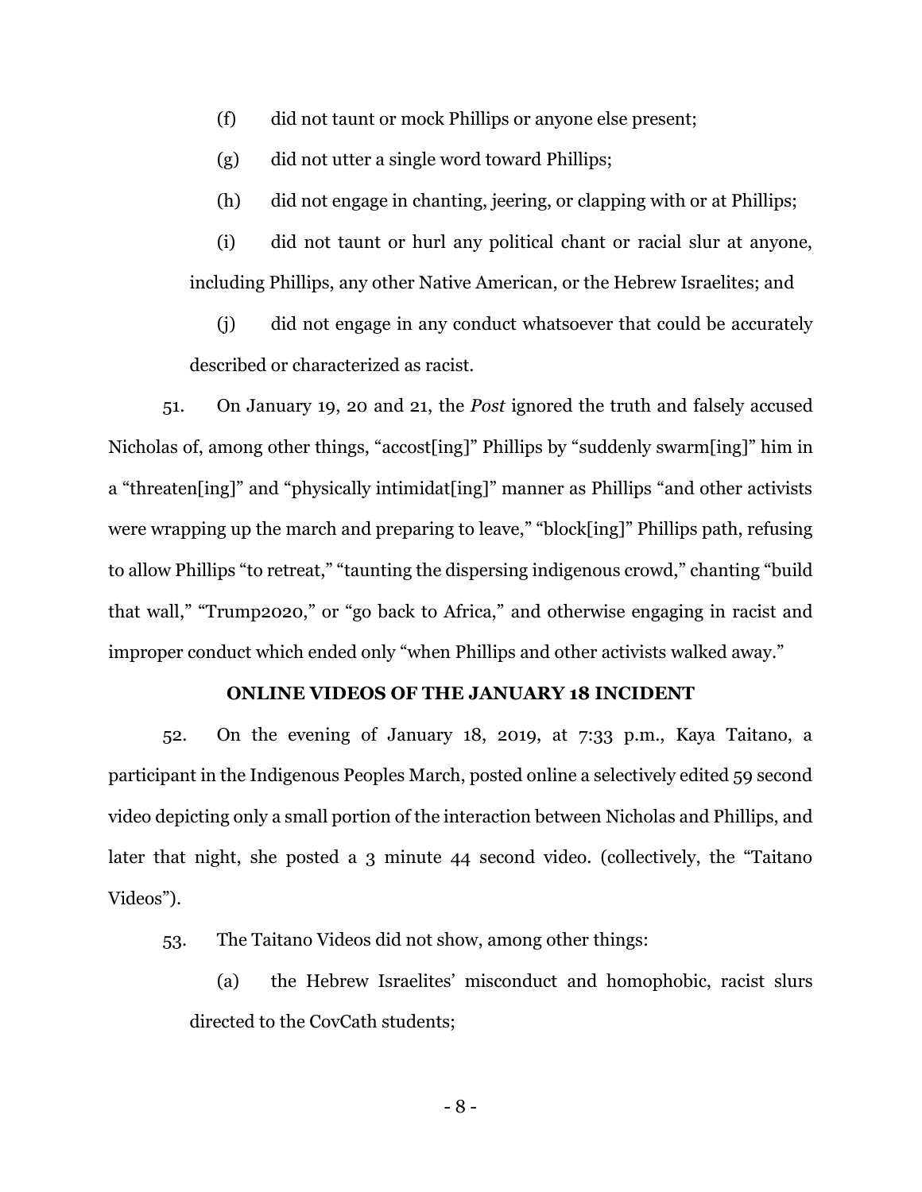(f) did not taunt or mock Phillips or anyone else present;

(g) did not utter a single word toward Phillips;

(h) did not engage in chanting, jeering, or clapping with or at Phillips;

(i) did not taunt or hurl any political chant or racial slur at anyone, including Phillips, any other Native American, or the Hebrew Israelites; and

(j) did not engage in any conduct whatsoever that could be accurately described or characterized as racist.

51. On January 19, 20 and 21, the *Post* ignored the truth and falsely accused Nicholas of, among other things, "accost[ing]" Phillips by "suddenly swarm[ing]" him in a "threaten[ing]" and "physically intimidat[ing]" manner as Phillips "and other activists were wrapping up the march and preparing to leave," "block[ing]" Phillips path, refusing to allow Phillips "to retreat," "taunting the dispersing indigenous crowd," chanting "build that wall," "Trump2020," or "go back to Africa," and otherwise engaging in racist and improper conduct which ended only "when Phillips and other activists walked away."

**ONLINE VIDEOS OF THE JANUARY 18 INCIDENT**

52. On the evening of January 18, 2019, at 7:33 p.m., Kaya Taitano, a participant in the Indigenous Peoples March, posted online a selectively edited 59 second video depicting only a small portion of the interaction between Nicholas and Phillips, and later that night, she posted a 3 minute 44 second video. (collectively, the "Taitano Videos").

53. The Taitano Videos did not show, among other things:

(a) the Hebrew Israelites' misconduct and homophobic, racist slurs directed to the CovCath students;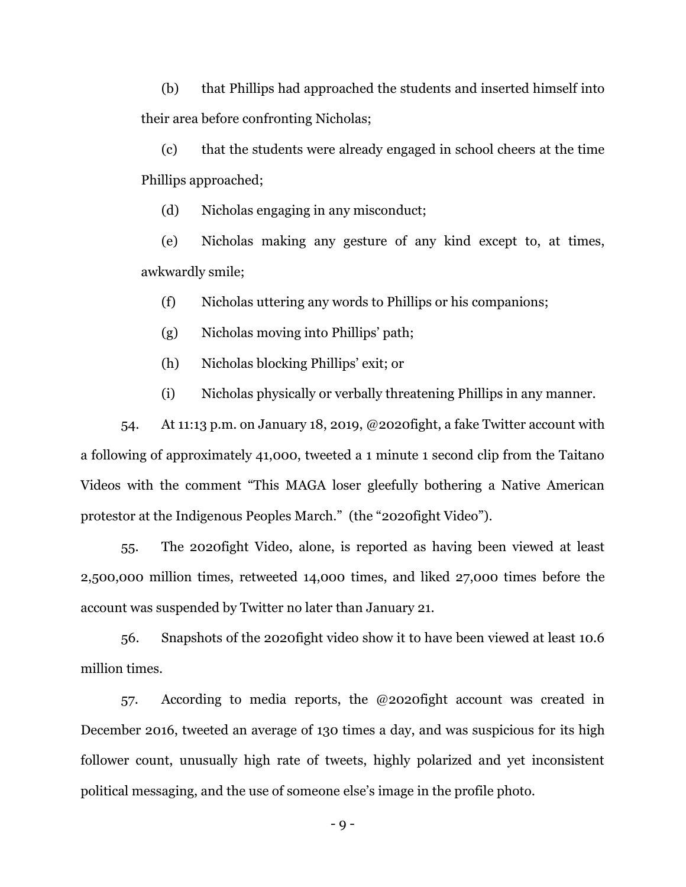(b) that Phillips had approached the students and inserted himself into their area before confronting Nicholas;

(c) that the students were already engaged in school cheers at the time Phillips approached;

(d) Nicholas engaging in any misconduct;

(e) Nicholas making any gesture of any kind except to, at times, awkwardly smile;

(f) Nicholas uttering any words to Phillips or his companions;

(g) Nicholas moving into Phillips' path;

(h) Nicholas blocking Phillips' exit; or

(i) Nicholas physically or verbally threatening Phillips in any manner.

54. At 11:13 p.m. on January 18, 2019, @2020fight, a fake Twitter account with a following of approximately 41,000, tweeted a 1 minute 1 second clip from the Taitano Videos with the comment "This MAGA loser gleefully bothering a Native American protestor at the Indigenous Peoples March." (the "2020fight Video").

55. The 2020fight Video, alone, is reported as having been viewed at least 2,500,000 million times, retweeted 14,000 times, and liked 27,000 times before the account was suspended by Twitter no later than January 21.

56. Snapshots of the 2020fight video show it to have been viewed at least 10.6 million times.

57. According to media reports, the @2020fight account was created in December 2016, tweeted an average of 130 times a day, and was suspicious for its high follower count, unusually high rate of tweets, highly polarized and yet inconsistent political messaging, and the use of someone else's image in the profile photo.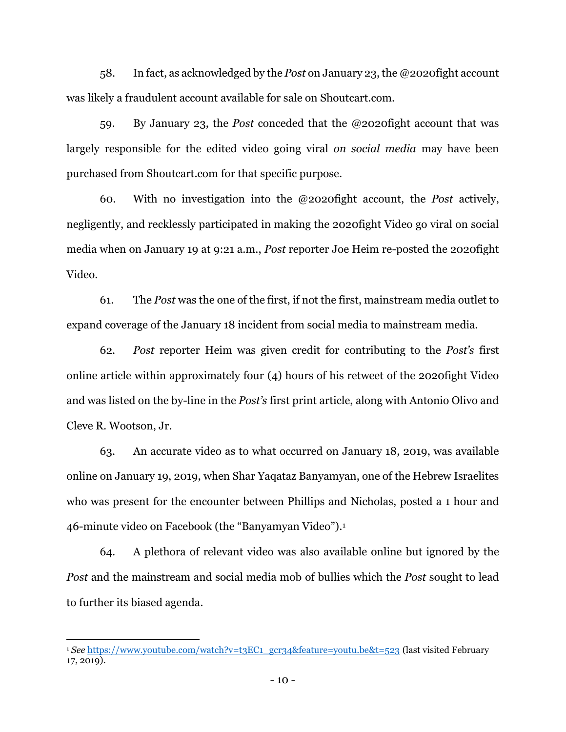58. In fact, as acknowledged by the *Post* on January 23, the @2020fight account was likely a fraudulent account available for sale on Shoutcart.com.

59. By January 23, the *Post* conceded that the @2020fight account that was largely responsible for the edited video going viral *on social media* may have been purchased from Shoutcart.com for that specific purpose.

60. With no investigation into the @2020fight account, the *Post* actively, negligently, and recklessly participated in making the 2020fight Video go viral on social media when on January 19 at 9:21 a.m., *Post* reporter Joe Heim re-posted the 2020fight Video.

61. The *Post* was the one of the first, if not the first, mainstream media outlet to expand coverage of the January 18 incident from social media to mainstream media.

62. *Post* reporter Heim was given credit for contributing to the *Post's* first online article within approximately four (4) hours of his retweet of the 2020fight Video and was listed on the by-line in the *Post's* first print article, along with Antonio Olivo and Cleve R. Wootson, Jr.

63. An accurate video as to what occurred on January 18, 2019, was available online on January 19, 2019, when Shar Yaqataz Banyamyan, one of the Hebrew Israelites who was present for the encounter between Phillips and Nicholas, posted a 1 hour and 46-minute video on Facebook (the "Banyamyan Video").[1]

64. A plethora of relevant video was also available online but ignored by the *Post* and the mainstream and social media mob of bullies which the *Post* sought to lead to further its biased agenda.

---

[1] *See* https://www.youtube.com/watch?v=t3EC1_gcr34&feature=youtu.be&t=523 (last visited February 17, 2019).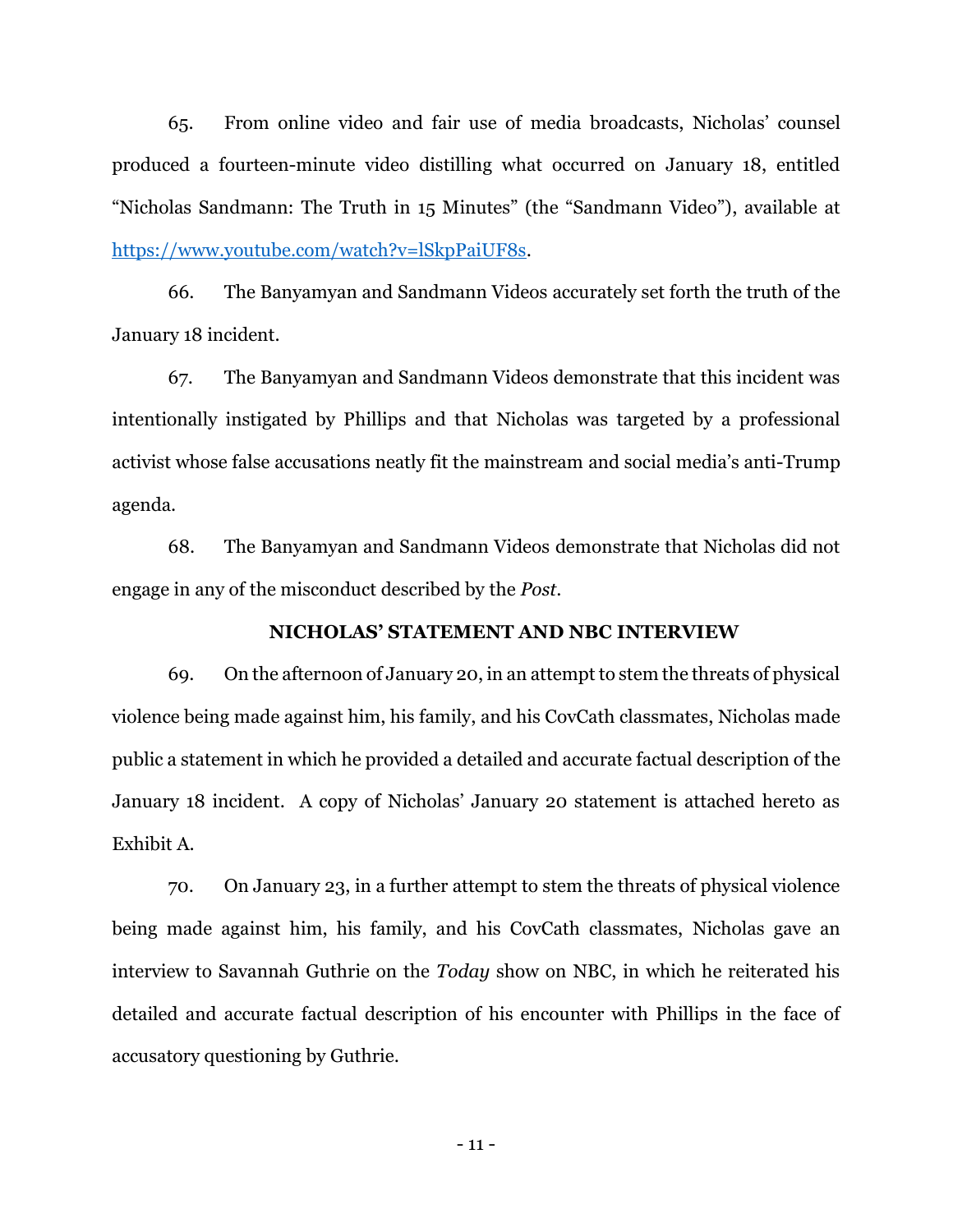65. From online video and fair use of media broadcasts, Nicholas' counsel produced a fourteen-minute video distilling what occurred on January 18, entitled "Nicholas Sandmann: The Truth in 15 Minutes" (the "Sandmann Video"), available at https://www.youtube.com/watch?v=lSkpPaiUF8s.

66. The Banyamyan and Sandmann Videos accurately set forth the truth of the January 18 incident.

67. The Banyamyan and Sandmann Videos demonstrate that this incident was intentionally instigated by Phillips and that Nicholas was targeted by a professional activist whose false accusations neatly fit the mainstream and social media's anti-Trump agenda.

68. The Banyamyan and Sandmann Videos demonstrate that Nicholas did not engage in any of the misconduct described by the *Post*.

**NICHOLAS' STATEMENT AND NBC INTERVIEW**

69. On the afternoon of January 20, in an attempt to stem the threats of physical violence being made against him, his family, and his CovCath classmates, Nicholas made public a statement in which he provided a detailed and accurate factual description of the January 18 incident. A copy of Nicholas' January 20 statement is attached hereto as Exhibit A.

70. On January 23, in a further attempt to stem the threats of physical violence being made against him, his family, and his CovCath classmates, Nicholas gave an interview to Savannah Guthrie on the *Today* show on NBC, in which he reiterated his detailed and accurate factual description of his encounter with Phillips in the face of accusatory questioning by Guthrie.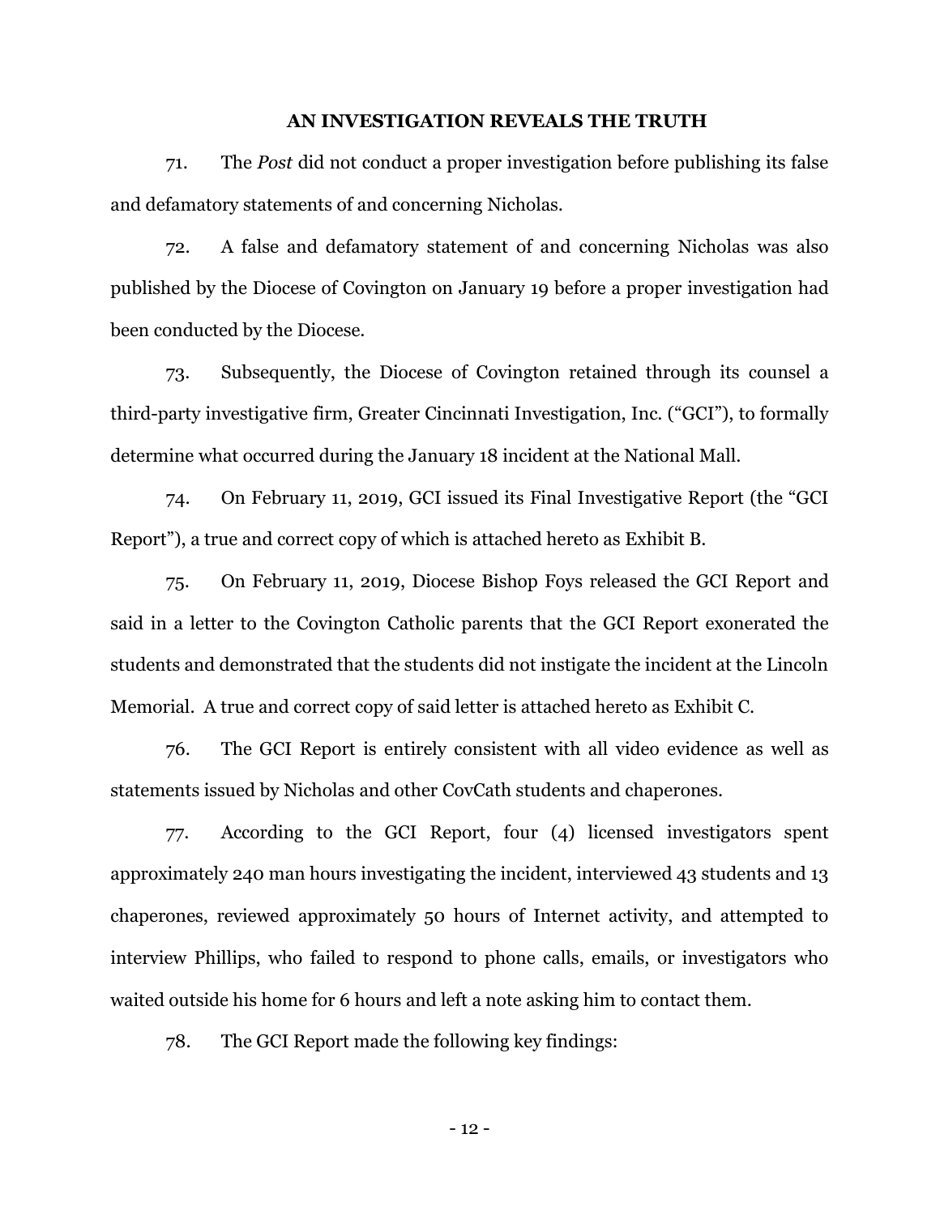## AN INVESTIGATION REVEALS THE TRUTH

71. The *Post* did not conduct a proper investigation before publishing its false and defamatory statements of and concerning Nicholas.

72. A false and defamatory statement of and concerning Nicholas was also published by the Diocese of Covington on January 19 before a proper investigation had been conducted by the Diocese.

73. Subsequently, the Diocese of Covington retained through its counsel a third-party investigative firm, Greater Cincinnati Investigation, Inc. ("GCI"), to formally determine what occurred during the January 18 incident at the National Mall.

74. On February 11, 2019, GCI issued its Final Investigative Report (the "GCI Report"), a true and correct copy of which is attached hereto as Exhibit B.

75. On February 11, 2019, Diocese Bishop Foys released the GCI Report and said in a letter to the Covington Catholic parents that the GCI Report exonerated the students and demonstrated that the students did not instigate the incident at the Lincoln Memorial. A true and correct copy of said letter is attached hereto as Exhibit C.

76. The GCI Report is entirely consistent with all video evidence as well as statements issued by Nicholas and other CovCath students and chaperones.

77. According to the GCI Report, four (4) licensed investigators spent approximately 240 man hours investigating the incident, interviewed 43 students and 13 chaperones, reviewed approximately 50 hours of Internet activity, and attempted to interview Phillips, who failed to respond to phone calls, emails, or investigators who waited outside his home for 6 hours and left a note asking him to contact them.

78. The GCI Report made the following key findings: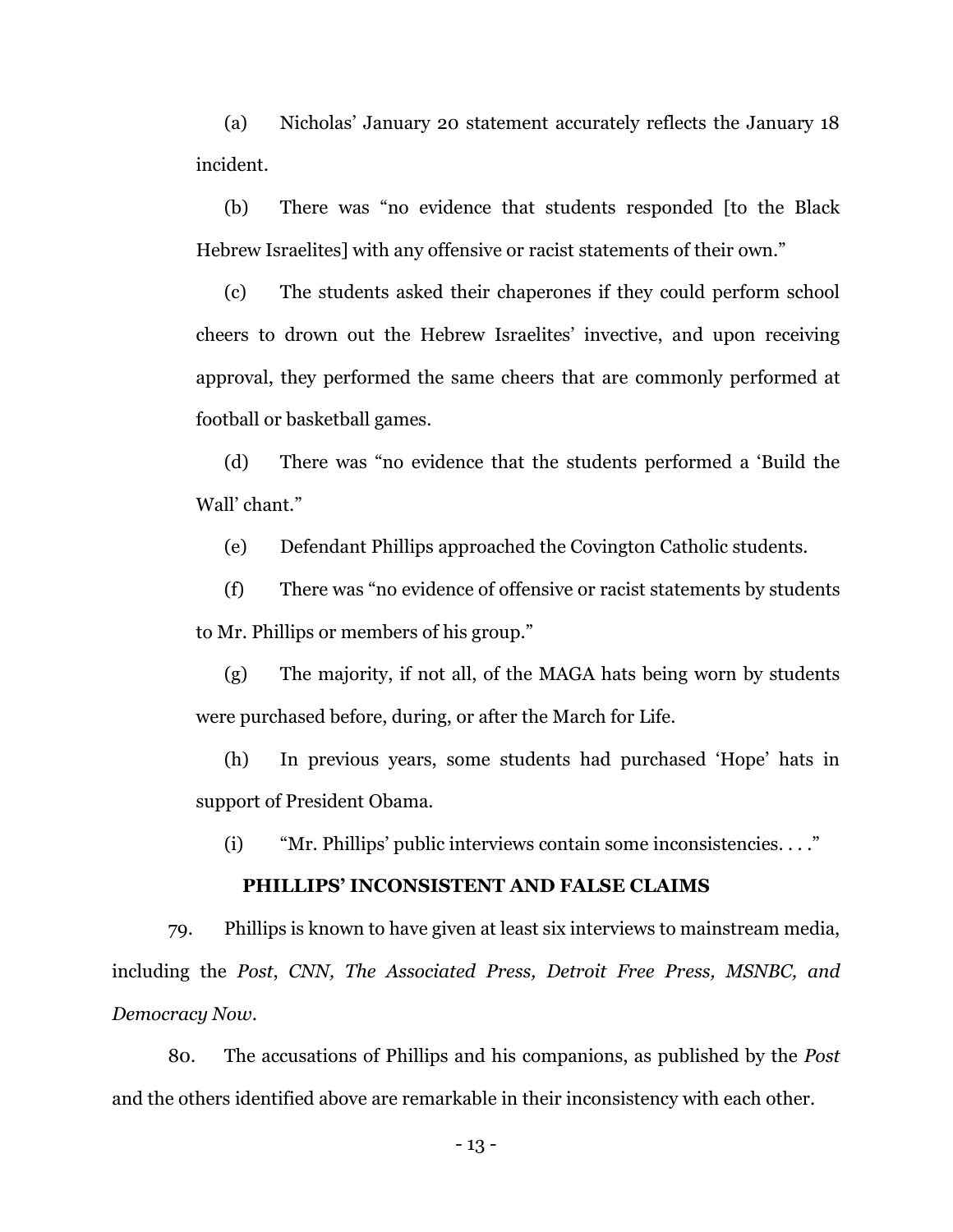(a) Nicholas' January 20 statement accurately reflects the January 18 incident.

(b) There was "no evidence that students responded [to the Black Hebrew Israelites] with any offensive or racist statements of their own."

(c) The students asked their chaperones if they could perform school cheers to drown out the Hebrew Israelites' invective, and upon receiving approval, they performed the same cheers that are commonly performed at football or basketball games.

(d) There was "no evidence that the students performed a 'Build the Wall' chant."

(e) Defendant Phillips approached the Covington Catholic students.

(f) There was "no evidence of offensive or racist statements by students to Mr. Phillips or members of his group."

(g) The majority, if not all, of the MAGA hats being worn by students were purchased before, during, or after the March for Life.

(h) In previous years, some students had purchased 'Hope' hats in support of President Obama.

(i) "Mr. Phillips' public interviews contain some inconsistencies. . . ."

## PHILLIPS' INCONSISTENT AND FALSE CLAIMS

79. Phillips is known to have given at least six interviews to mainstream media, including the *Post*, *CNN, The Associated Press, Detroit Free Press, MSNBC, and Democracy Now*.

80. The accusations of Phillips and his companions, as published by the *Post* and the others identified above are remarkable in their inconsistency with each other.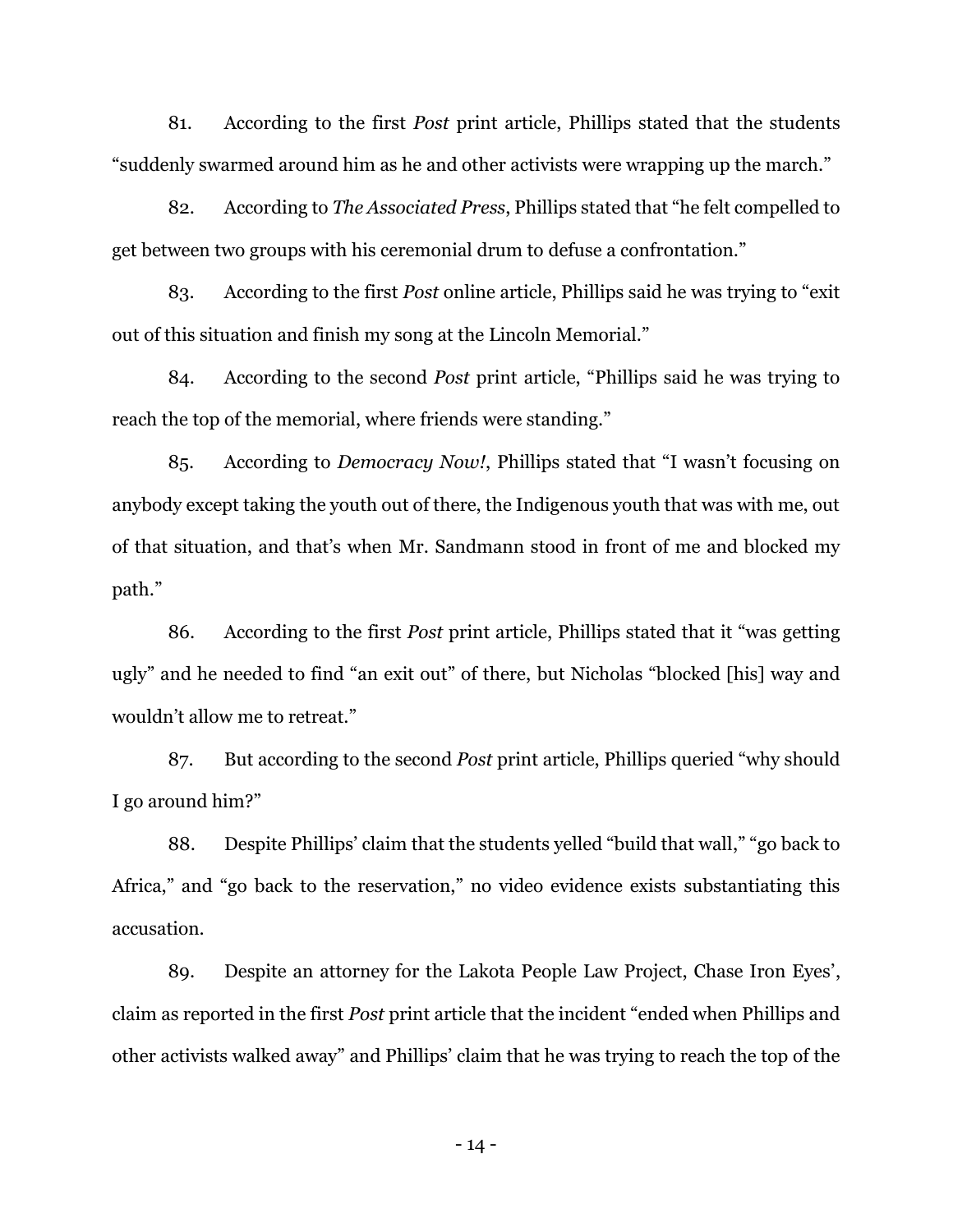81. According to the first *Post* print article, Phillips stated that the students "suddenly swarmed around him as he and other activists were wrapping up the march."

82. According to *The Associated Press*, Phillips stated that "he felt compelled to get between two groups with his ceremonial drum to defuse a confrontation."

83. According to the first *Post* online article, Phillips said he was trying to "exit out of this situation and finish my song at the Lincoln Memorial."

84. According to the second *Post* print article, "Phillips said he was trying to reach the top of the memorial, where friends were standing."

85. According to *Democracy Now!*, Phillips stated that "I wasn't focusing on anybody except taking the youth out of there, the Indigenous youth that was with me, out of that situation, and that's when Mr. Sandmann stood in front of me and blocked my path."

86. According to the first *Post* print article, Phillips stated that it "was getting ugly" and he needed to find "an exit out" of there, but Nicholas "blocked [his] way and wouldn't allow me to retreat."

87. But according to the second *Post* print article, Phillips queried "why should I go around him?"

88. Despite Phillips' claim that the students yelled "build that wall," "go back to Africa," and "go back to the reservation," no video evidence exists substantiating this accusation.

89. Despite an attorney for the Lakota People Law Project, Chase Iron Eyes', claim as reported in the first *Post* print article that the incident "ended when Phillips and other activists walked away" and Phillips' claim that he was trying to reach the top of the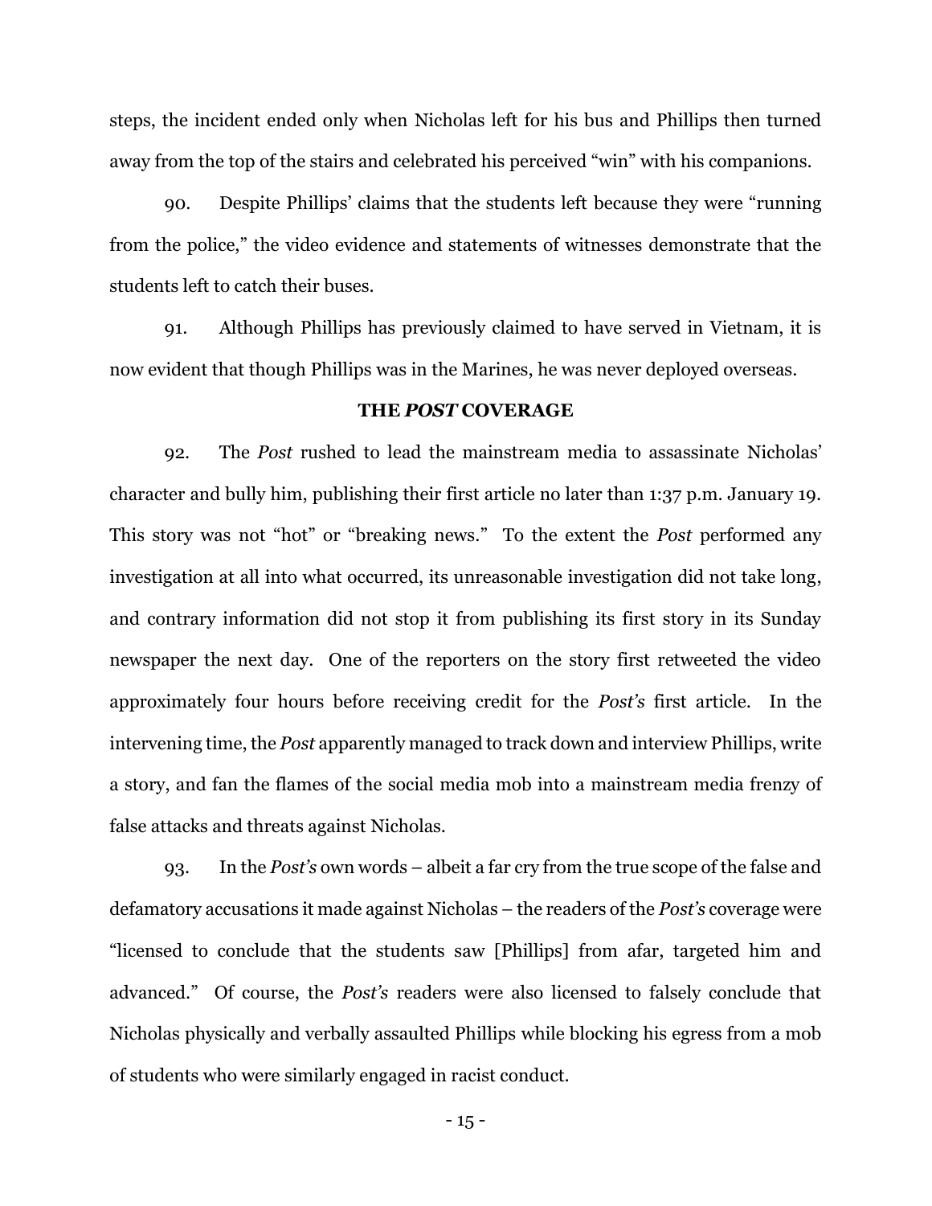steps, the incident ended only when Nicholas left for his bus and Phillips then turned away from the top of the stairs and celebrated his perceived "win" with his companions.

90. Despite Phillips' claims that the students left because they were "running from the police," the video evidence and statements of witnesses demonstrate that the students left to catch their buses.

91. Although Phillips has previously claimed to have served in Vietnam, it is now evident that though Phillips was in the Marines, he was never deployed overseas.

## THE *POST* COVERAGE

92. The *Post* rushed to lead the mainstream media to assassinate Nicholas' character and bully him, publishing their first article no later than 1:37 p.m. January 19. This story was not "hot" or "breaking news." To the extent the *Post* performed any investigation at all into what occurred, its unreasonable investigation did not take long, and contrary information did not stop it from publishing its first story in its Sunday newspaper the next day. One of the reporters on the story first retweeted the video approximately four hours before receiving credit for the *Post's* first article. In the intervening time, the *Post* apparently managed to track down and interview Phillips, write a story, and fan the flames of the social media mob into a mainstream media frenzy of false attacks and threats against Nicholas.

93. In the *Post's* own words – albeit a far cry from the true scope of the false and defamatory accusations it made against Nicholas – the readers of the *Post's* coverage were "licensed to conclude that the students saw [Phillips] from afar, targeted him and advanced." Of course, the *Post's* readers were also licensed to falsely conclude that Nicholas physically and verbally assaulted Phillips while blocking his egress from a mob of students who were similarly engaged in racist conduct.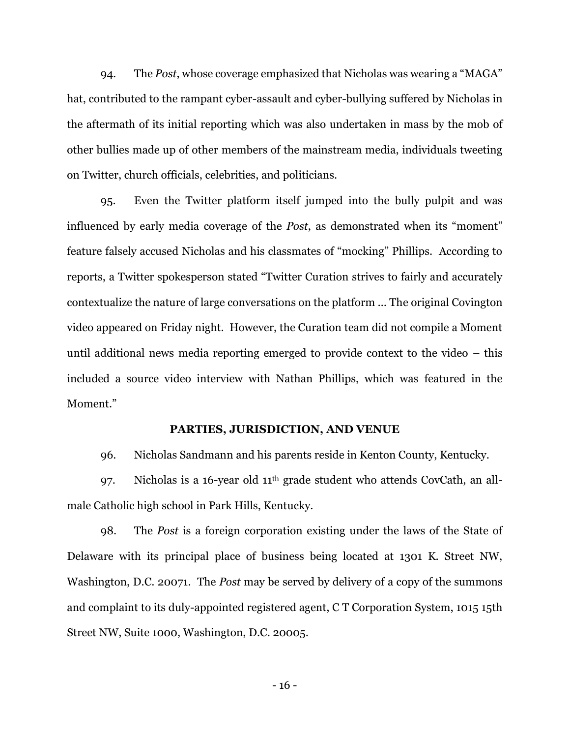94. The *Post*, whose coverage emphasized that Nicholas was wearing a "MAGA" hat, contributed to the rampant cyber-assault and cyber-bullying suffered by Nicholas in the aftermath of its initial reporting which was also undertaken in mass by the mob of other bullies made up of other members of the mainstream media, individuals tweeting on Twitter, church officials, celebrities, and politicians.

95. Even the Twitter platform itself jumped into the bully pulpit and was influenced by early media coverage of the *Post*, as demonstrated when its "moment" feature falsely accused Nicholas and his classmates of "mocking" Phillips. According to reports, a Twitter spokesperson stated "Twitter Curation strives to fairly and accurately contextualize the nature of large conversations on the platform … The original Covington video appeared on Friday night. However, the Curation team did not compile a Moment until additional news media reporting emerged to provide context to the video – this included a source video interview with Nathan Phillips, which was featured in the Moment."

## PARTIES, JURISDICTION, AND VENUE

96. Nicholas Sandmann and his parents reside in Kenton County, Kentucky.

97. Nicholas is a 16-year old 11th grade student who attends CovCath, an all-male Catholic high school in Park Hills, Kentucky.

98. The *Post* is a foreign corporation existing under the laws of the State of Delaware with its principal place of business being located at 1301 K. Street NW, Washington, D.C. 20071. The *Post* may be served by delivery of a copy of the summons and complaint to its duly-appointed registered agent, C T Corporation System, 1015 15th Street NW, Suite 1000, Washington, D.C. 20005.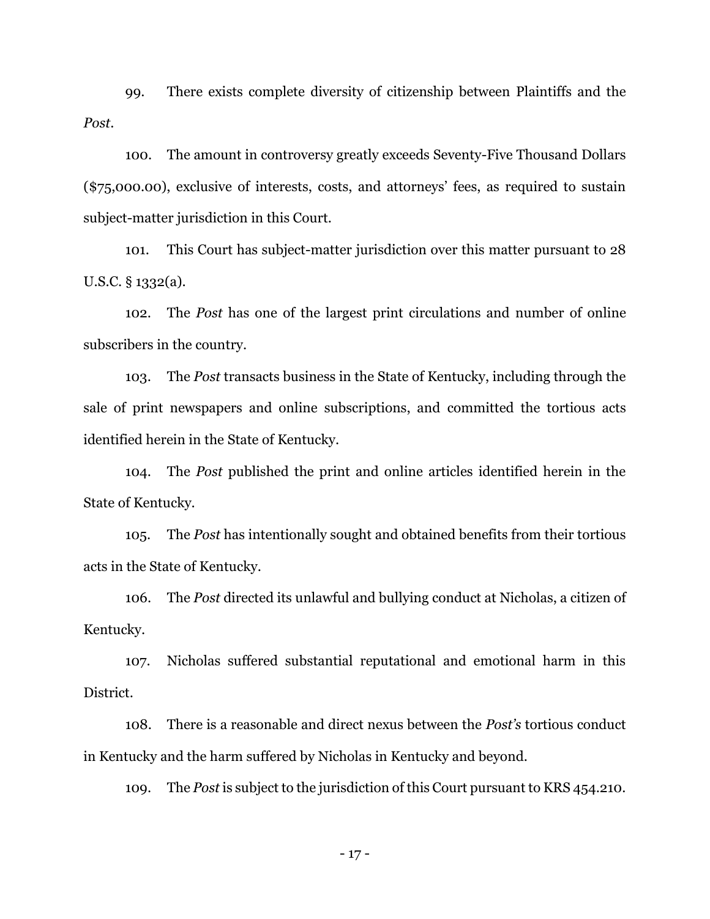99. There exists complete diversity of citizenship between Plaintiffs and the *Post*.

100. The amount in controversy greatly exceeds Seventy-Five Thousand Dollars ($75,000.00), exclusive of interests, costs, and attorneys' fees, as required to sustain subject-matter jurisdiction in this Court.

101. This Court has subject-matter jurisdiction over this matter pursuant to 28 U.S.C. § 1332(a).

102. The *Post* has one of the largest print circulations and number of online subscribers in the country.

103. The *Post* transacts business in the State of Kentucky, including through the sale of print newspapers and online subscriptions, and committed the tortious acts identified herein in the State of Kentucky.

104. The *Post* published the print and online articles identified herein in the State of Kentucky.

105. The *Post* has intentionally sought and obtained benefits from their tortious acts in the State of Kentucky.

106. The *Post* directed its unlawful and bullying conduct at Nicholas, a citizen of Kentucky.

107. Nicholas suffered substantial reputational and emotional harm in this District.

108. There is a reasonable and direct nexus between the *Post's* tortious conduct in Kentucky and the harm suffered by Nicholas in Kentucky and beyond.

109. The *Post* is subject to the jurisdiction of this Court pursuant to KRS 454.210.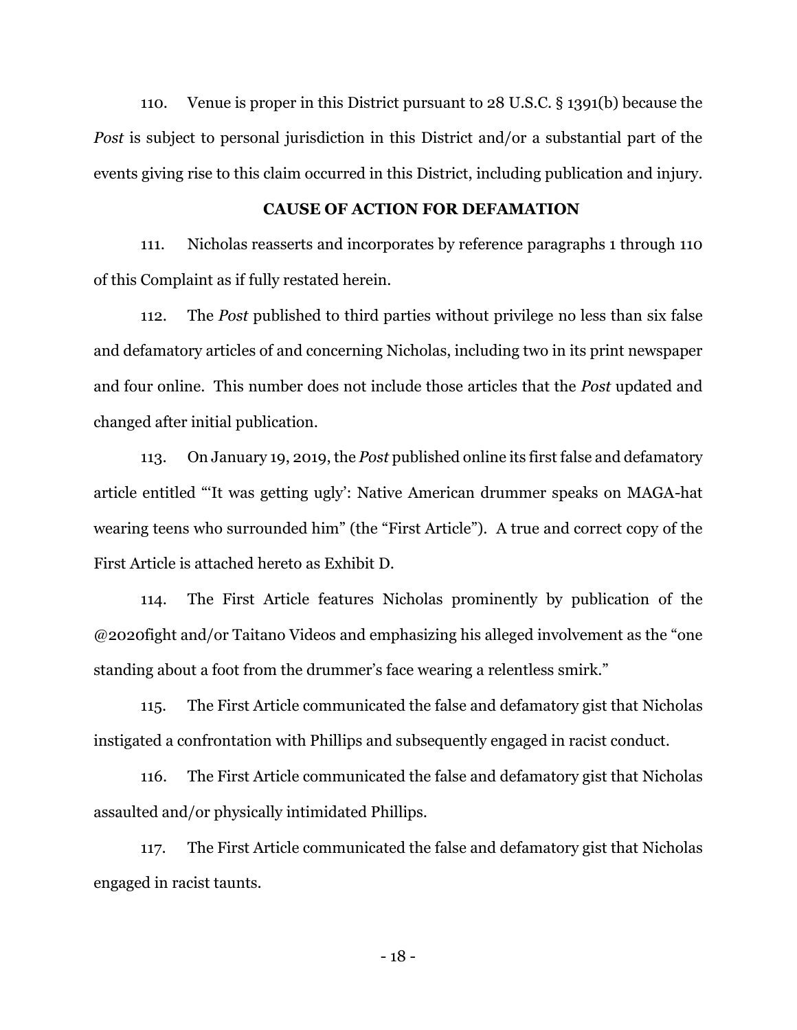110. Venue is proper in this District pursuant to 28 U.S.C. § 1391(b) because the *Post* is subject to personal jurisdiction in this District and/or a substantial part of the events giving rise to this claim occurred in this District, including publication and injury.

## CAUSE OF ACTION FOR DEFAMATION

111. Nicholas reasserts and incorporates by reference paragraphs 1 through 110 of this Complaint as if fully restated herein.

112. The *Post* published to third parties without privilege no less than six false and defamatory articles of and concerning Nicholas, including two in its print newspaper and four online. This number does not include those articles that the *Post* updated and changed after initial publication.

113. On January 19, 2019, the *Post* published online its first false and defamatory article entitled "'It was getting ugly': Native American drummer speaks on MAGA-hat wearing teens who surrounded him" (the "First Article"). A true and correct copy of the First Article is attached hereto as Exhibit D.

114. The First Article features Nicholas prominently by publication of the @2020fight and/or Taitano Videos and emphasizing his alleged involvement as the "one standing about a foot from the drummer's face wearing a relentless smirk."

115. The First Article communicated the false and defamatory gist that Nicholas instigated a confrontation with Phillips and subsequently engaged in racist conduct.

116. The First Article communicated the false and defamatory gist that Nicholas assaulted and/or physically intimidated Phillips.

117. The First Article communicated the false and defamatory gist that Nicholas engaged in racist taunts.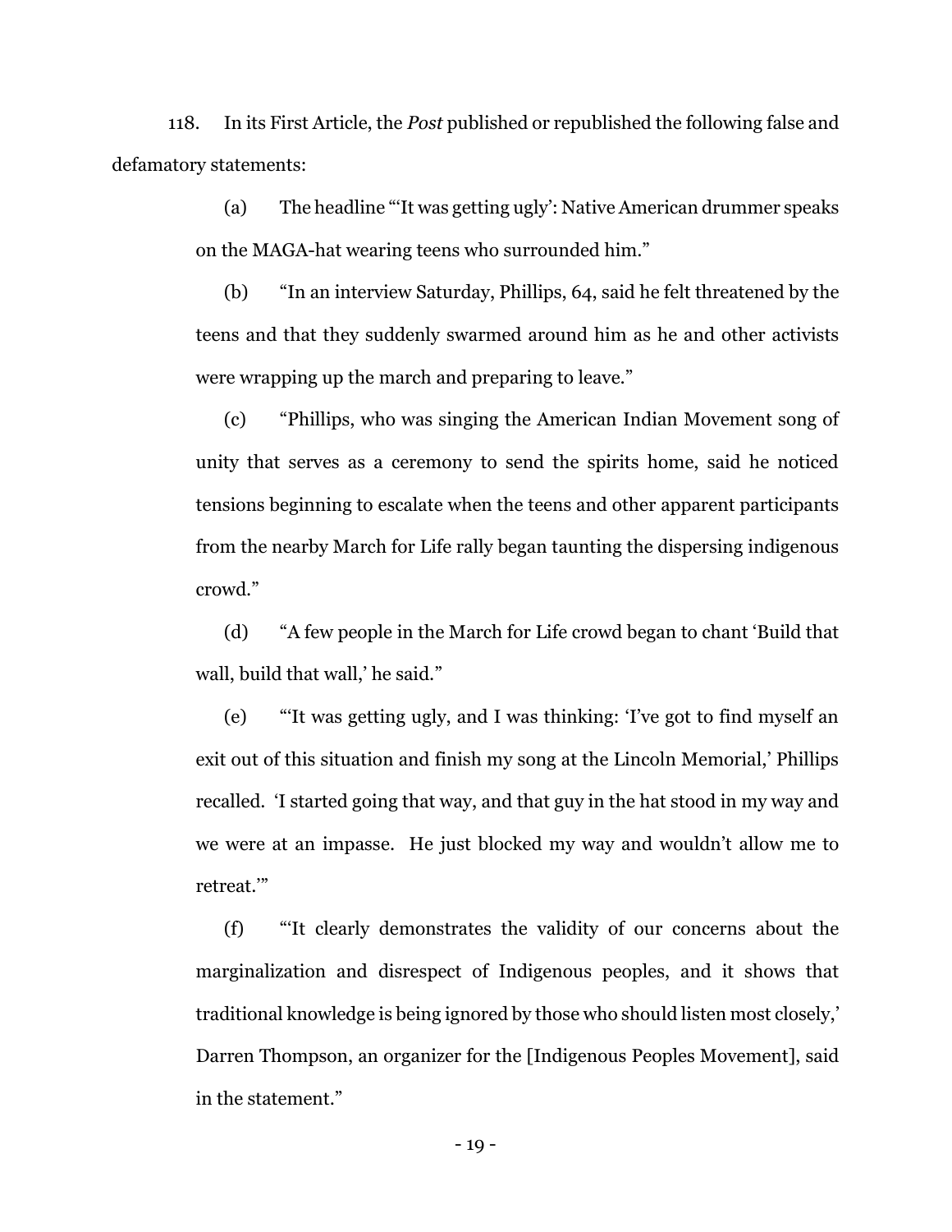118. In its First Article, the *Post* published or republished the following false and defamatory statements:

(a) The headline "'It was getting ugly': Native American drummer speaks on the MAGA-hat wearing teens who surrounded him."

(b) "In an interview Saturday, Phillips, 64, said he felt threatened by the teens and that they suddenly swarmed around him as he and other activists were wrapping up the march and preparing to leave."

(c) "Phillips, who was singing the American Indian Movement song of unity that serves as a ceremony to send the spirits home, said he noticed tensions beginning to escalate when the teens and other apparent participants from the nearby March for Life rally began taunting the dispersing indigenous crowd."

(d) "A few people in the March for Life crowd began to chant 'Build that wall, build that wall,' he said."

(e) "'It was getting ugly, and I was thinking: 'I've got to find myself an exit out of this situation and finish my song at the Lincoln Memorial,' Phillips recalled. 'I started going that way, and that guy in the hat stood in my way and we were at an impasse. He just blocked my way and wouldn't allow me to retreat.'"

(f) "'It clearly demonstrates the validity of our concerns about the marginalization and disrespect of Indigenous peoples, and it shows that traditional knowledge is being ignored by those who should listen most closely,' Darren Thompson, an organizer for the [Indigenous Peoples Movement], said in the statement."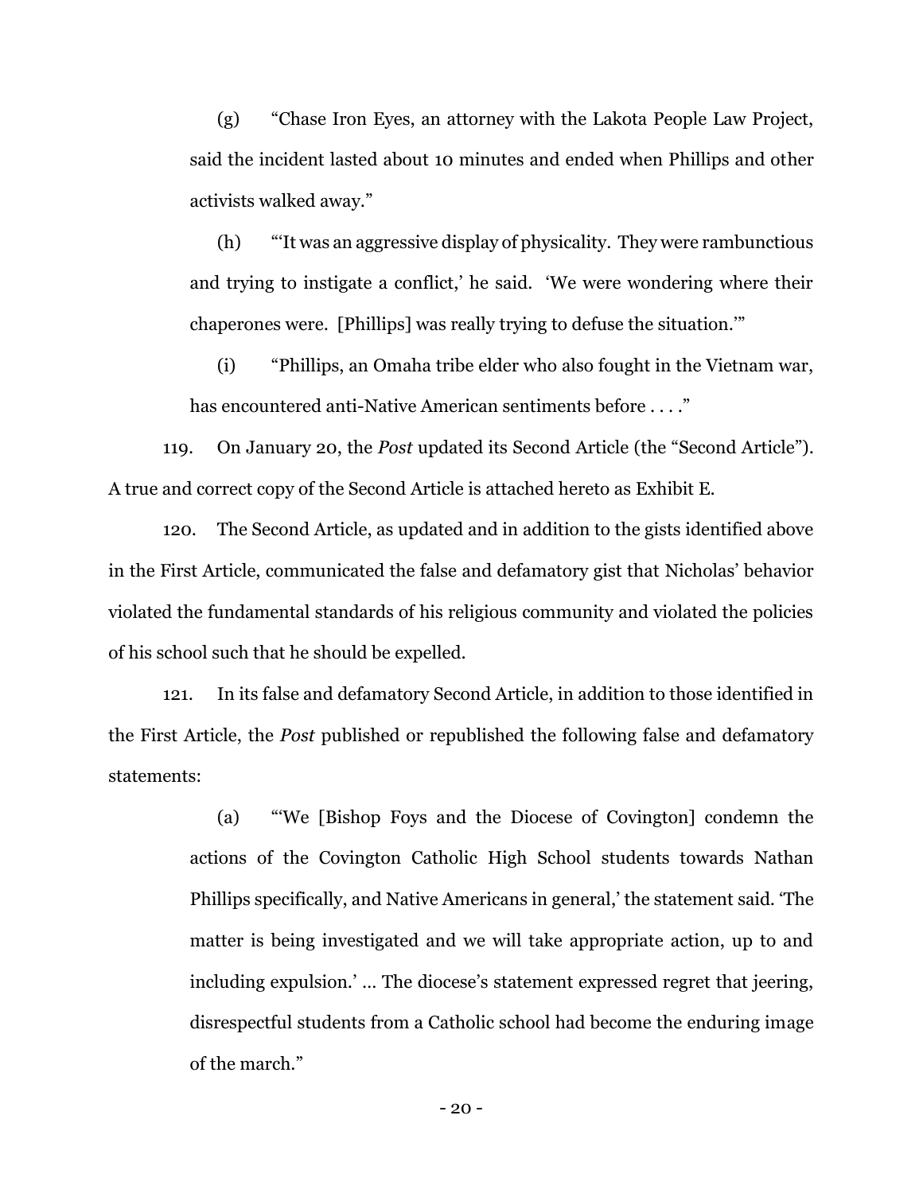(g) "Chase Iron Eyes, an attorney with the Lakota People Law Project, said the incident lasted about 10 minutes and ended when Phillips and other activists walked away."

(h) "'It was an aggressive display of physicality. They were rambunctious and trying to instigate a conflict,' he said. 'We were wondering where their chaperones were. [Phillips] was really trying to defuse the situation.'"

(i) "Phillips, an Omaha tribe elder who also fought in the Vietnam war, has encountered anti-Native American sentiments before . . . ."

119. On January 20, the *Post* updated its Second Article (the "Second Article"). A true and correct copy of the Second Article is attached hereto as Exhibit E.

120. The Second Article, as updated and in addition to the gists identified above in the First Article, communicated the false and defamatory gist that Nicholas' behavior violated the fundamental standards of his religious community and violated the policies of his school such that he should be expelled.

121. In its false and defamatory Second Article, in addition to those identified in the First Article, the *Post* published or republished the following false and defamatory statements:

> (a) "'We [Bishop Foys and the Diocese of Covington] condemn the actions of the Covington Catholic High School students towards Nathan Phillips specifically, and Native Americans in general,' the statement said. 'The matter is being investigated and we will take appropriate action, up to and including expulsion.' … The diocese's statement expressed regret that jeering, disrespectful students from a Catholic school had become the enduring image of the march."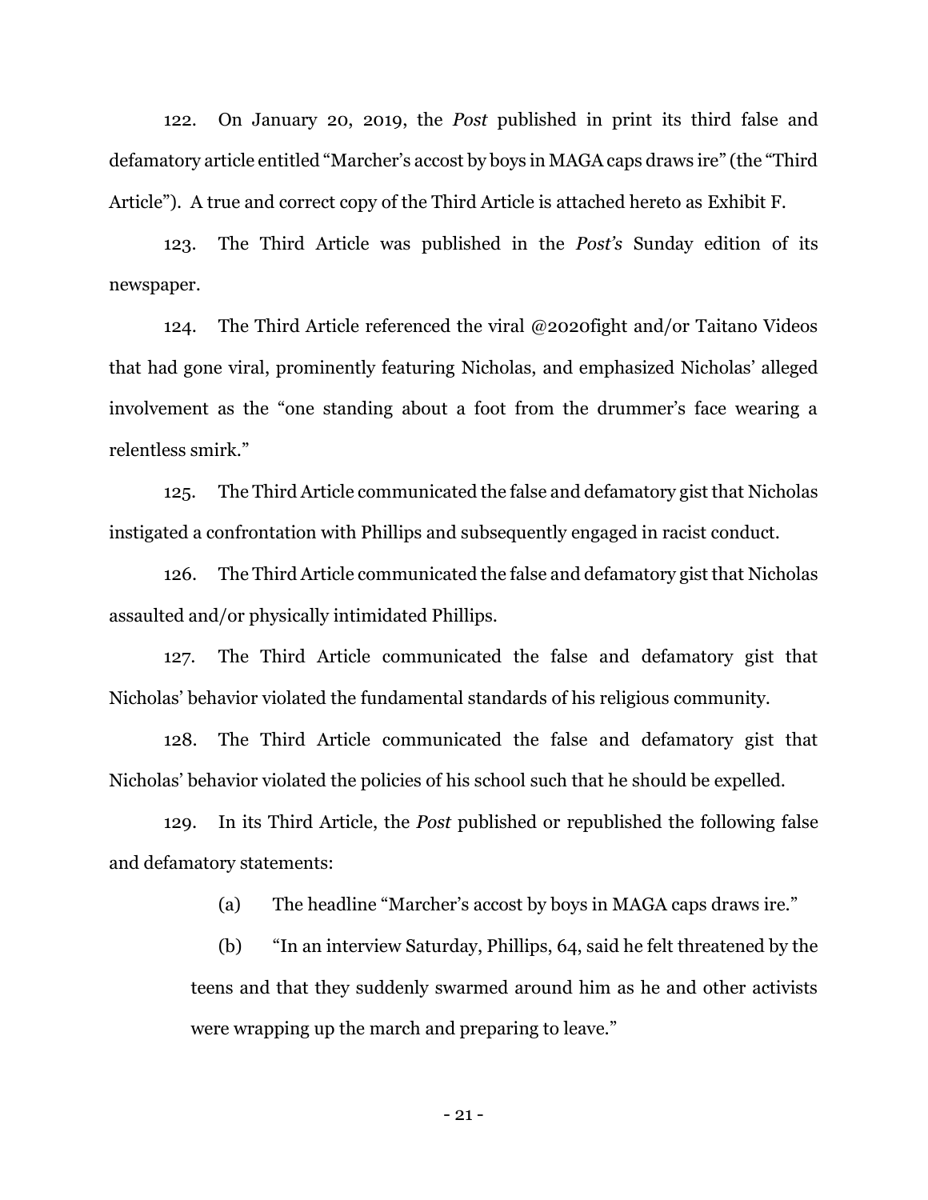122. On January 20, 2019, the *Post* published in print its third false and defamatory article entitled "Marcher's accost by boys in MAGA caps draws ire" (the "Third Article"). A true and correct copy of the Third Article is attached hereto as Exhibit F.

123. The Third Article was published in the *Post's* Sunday edition of its newspaper.

124. The Third Article referenced the viral @2020fight and/or Taitano Videos that had gone viral, prominently featuring Nicholas, and emphasized Nicholas' alleged involvement as the "one standing about a foot from the drummer's face wearing a relentless smirk."

125. The Third Article communicated the false and defamatory gist that Nicholas instigated a confrontation with Phillips and subsequently engaged in racist conduct.

126. The Third Article communicated the false and defamatory gist that Nicholas assaulted and/or physically intimidated Phillips.

127. The Third Article communicated the false and defamatory gist that Nicholas' behavior violated the fundamental standards of his religious community.

128. The Third Article communicated the false and defamatory gist that Nicholas' behavior violated the policies of his school such that he should be expelled.

129. In its Third Article, the *Post* published or republished the following false and defamatory statements:

(a) The headline "Marcher's accost by boys in MAGA caps draws ire."

(b) "In an interview Saturday, Phillips, 64, said he felt threatened by the teens and that they suddenly swarmed around him as he and other activists were wrapping up the march and preparing to leave."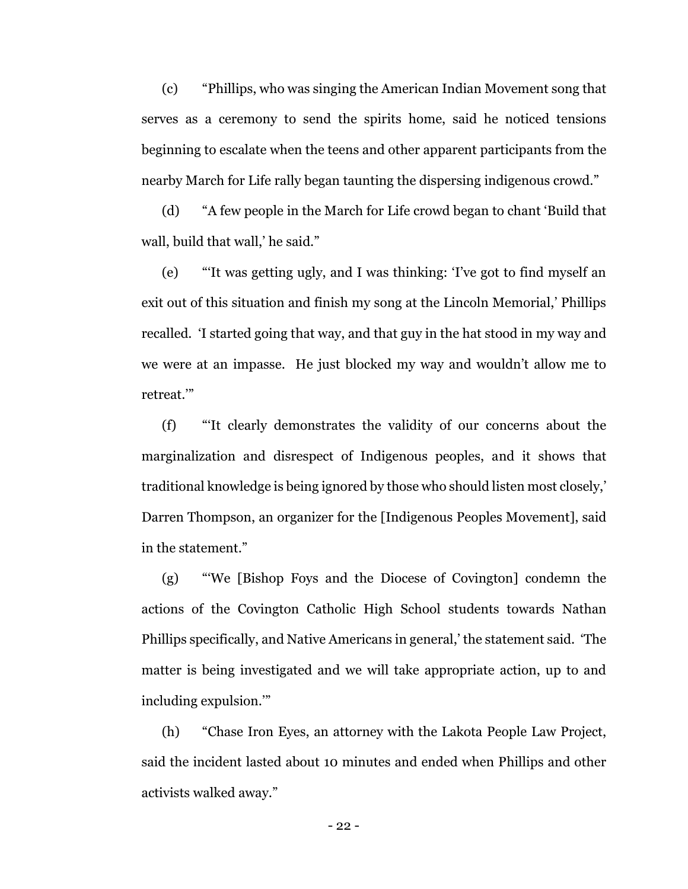(c) "Phillips, who was singing the American Indian Movement song that serves as a ceremony to send the spirits home, said he noticed tensions beginning to escalate when the teens and other apparent participants from the nearby March for Life rally began taunting the dispersing indigenous crowd."

(d) "A few people in the March for Life crowd began to chant 'Build that wall, build that wall,' he said."

(e) "'It was getting ugly, and I was thinking: 'I've got to find myself an exit out of this situation and finish my song at the Lincoln Memorial,' Phillips recalled. 'I started going that way, and that guy in the hat stood in my way and we were at an impasse. He just blocked my way and wouldn't allow me to retreat.'"

(f) "'It clearly demonstrates the validity of our concerns about the marginalization and disrespect of Indigenous peoples, and it shows that traditional knowledge is being ignored by those who should listen most closely,' Darren Thompson, an organizer for the [Indigenous Peoples Movement], said in the statement."

(g) "'We [Bishop Foys and the Diocese of Covington] condemn the actions of the Covington Catholic High School students towards Nathan Phillips specifically, and Native Americans in general,' the statement said. 'The matter is being investigated and we will take appropriate action, up to and including expulsion.'"

(h) "Chase Iron Eyes, an attorney with the Lakota People Law Project, said the incident lasted about 10 minutes and ended when Phillips and other activists walked away."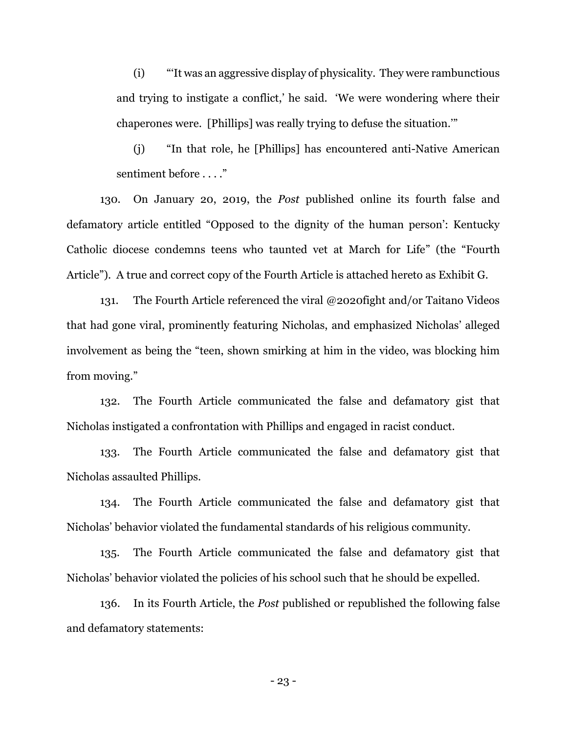(i) "'It was an aggressive display of physicality. They were rambunctious and trying to instigate a conflict,' he said. 'We were wondering where their chaperones were. [Phillips] was really trying to defuse the situation.'"

(j) "In that role, he [Phillips] has encountered anti-Native American sentiment before . . . ."

130. On January 20, 2019, the *Post* published online its fourth false and defamatory article entitled "Opposed to the dignity of the human person': Kentucky Catholic diocese condemns teens who taunted vet at March for Life" (the "Fourth Article"). A true and correct copy of the Fourth Article is attached hereto as Exhibit G.

131. The Fourth Article referenced the viral @2020fight and/or Taitano Videos that had gone viral, prominently featuring Nicholas, and emphasized Nicholas' alleged involvement as being the "teen, shown smirking at him in the video, was blocking him from moving."

132. The Fourth Article communicated the false and defamatory gist that Nicholas instigated a confrontation with Phillips and engaged in racist conduct.

133. The Fourth Article communicated the false and defamatory gist that Nicholas assaulted Phillips.

134. The Fourth Article communicated the false and defamatory gist that Nicholas' behavior violated the fundamental standards of his religious community.

135. The Fourth Article communicated the false and defamatory gist that Nicholas' behavior violated the policies of his school such that he should be expelled.

136. In its Fourth Article, the *Post* published or republished the following false and defamatory statements: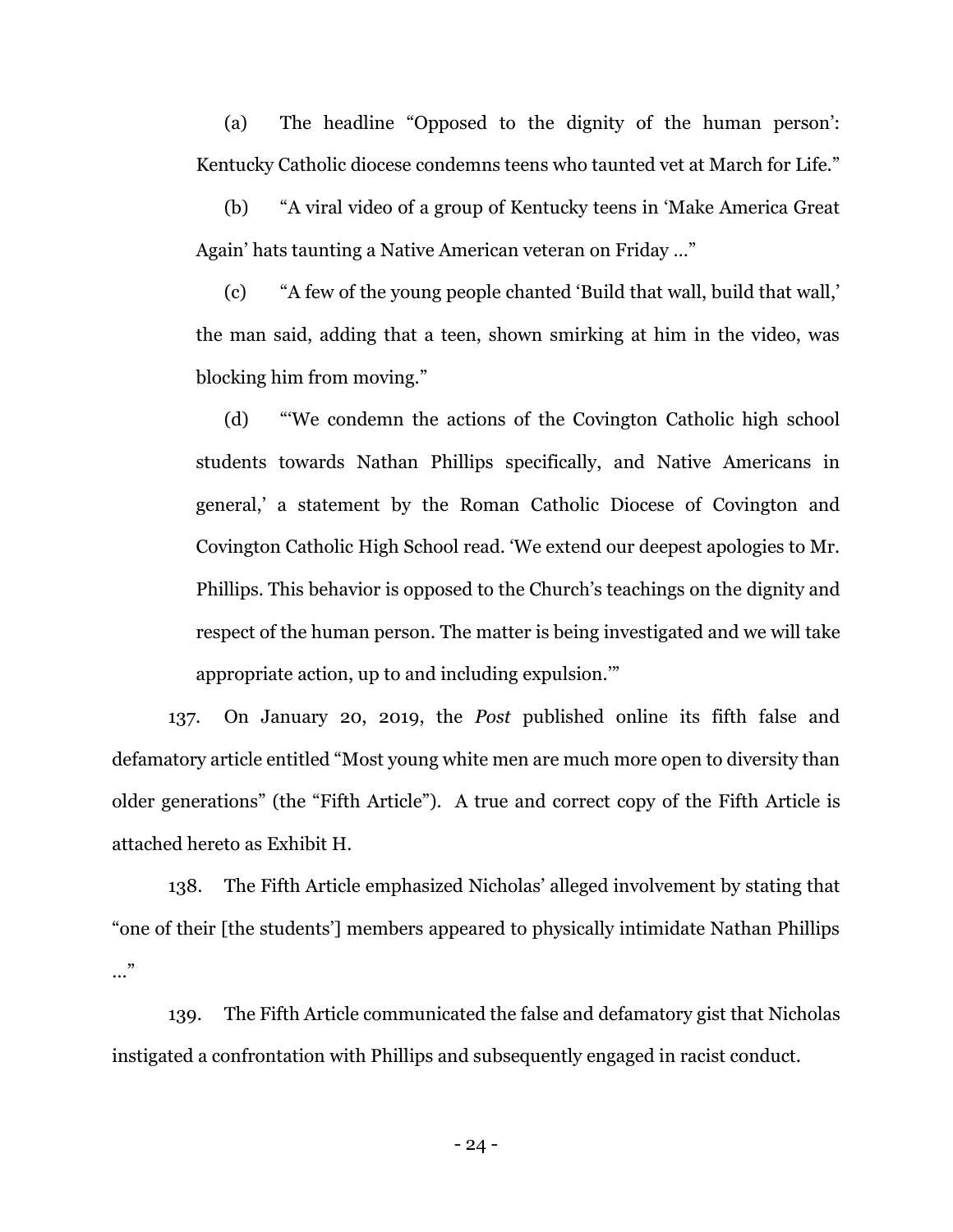(a) The headline "Opposed to the dignity of the human person': Kentucky Catholic diocese condemns teens who taunted vet at March for Life."

(b) "A viral video of a group of Kentucky teens in 'Make America Great Again' hats taunting a Native American veteran on Friday …"

(c) "A few of the young people chanted 'Build that wall, build that wall,' the man said, adding that a teen, shown smirking at him in the video, was blocking him from moving."

(d) "'We condemn the actions of the Covington Catholic high school students towards Nathan Phillips specifically, and Native Americans in general,' a statement by the Roman Catholic Diocese of Covington and Covington Catholic High School read. 'We extend our deepest apologies to Mr. Phillips. This behavior is opposed to the Church's teachings on the dignity and respect of the human person. The matter is being investigated and we will take appropriate action, up to and including expulsion.'"

137. On January 20, 2019, the *Post* published online its fifth false and defamatory article entitled "Most young white men are much more open to diversity than older generations" (the "Fifth Article"). A true and correct copy of the Fifth Article is attached hereto as Exhibit H.

138. The Fifth Article emphasized Nicholas' alleged involvement by stating that "one of their [the students'] members appeared to physically intimidate Nathan Phillips …"

139. The Fifth Article communicated the false and defamatory gist that Nicholas instigated a confrontation with Phillips and subsequently engaged in racist conduct.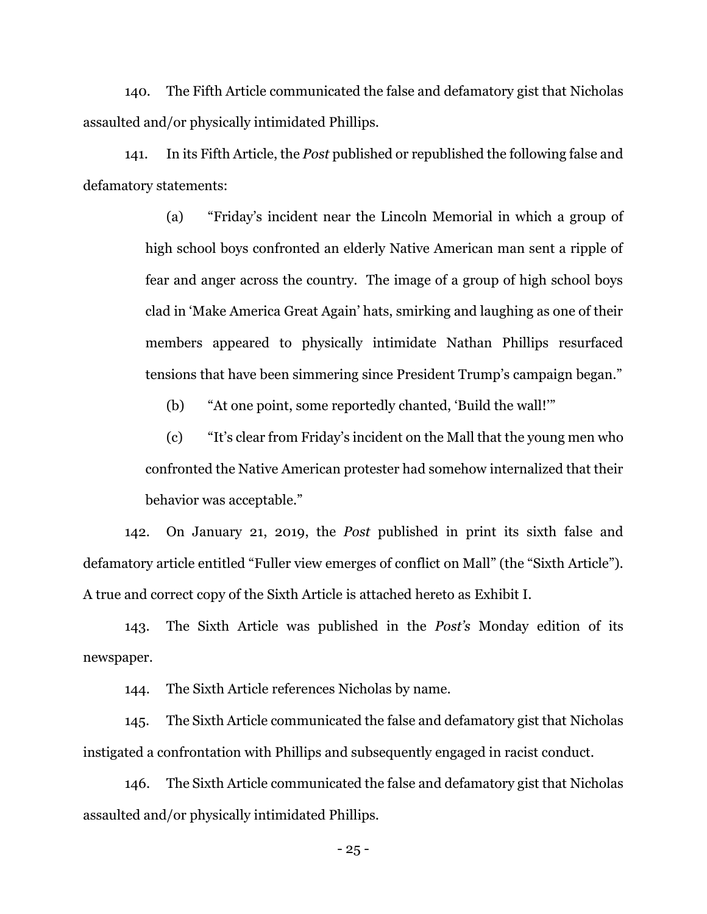140. The Fifth Article communicated the false and defamatory gist that Nicholas assaulted and/or physically intimidated Phillips.

141. In its Fifth Article, the *Post* published or republished the following false and defamatory statements:

> (a) "Friday's incident near the Lincoln Memorial in which a group of high school boys confronted an elderly Native American man sent a ripple of fear and anger across the country. The image of a group of high school boys clad in 'Make America Great Again' hats, smirking and laughing as one of their members appeared to physically intimidate Nathan Phillips resurfaced tensions that have been simmering since President Trump's campaign began."
>
> (b) "At one point, some reportedly chanted, 'Build the wall!'"
>
> (c) "It's clear from Friday's incident on the Mall that the young men who confronted the Native American protester had somehow internalized that their behavior was acceptable."

142. On January 21, 2019, the *Post* published in print its sixth false and defamatory article entitled "Fuller view emerges of conflict on Mall" (the "Sixth Article"). A true and correct copy of the Sixth Article is attached hereto as Exhibit I.

143. The Sixth Article was published in the *Post's* Monday edition of its newspaper.

144. The Sixth Article references Nicholas by name.

145. The Sixth Article communicated the false and defamatory gist that Nicholas instigated a confrontation with Phillips and subsequently engaged in racist conduct.

146. The Sixth Article communicated the false and defamatory gist that Nicholas assaulted and/or physically intimidated Phillips.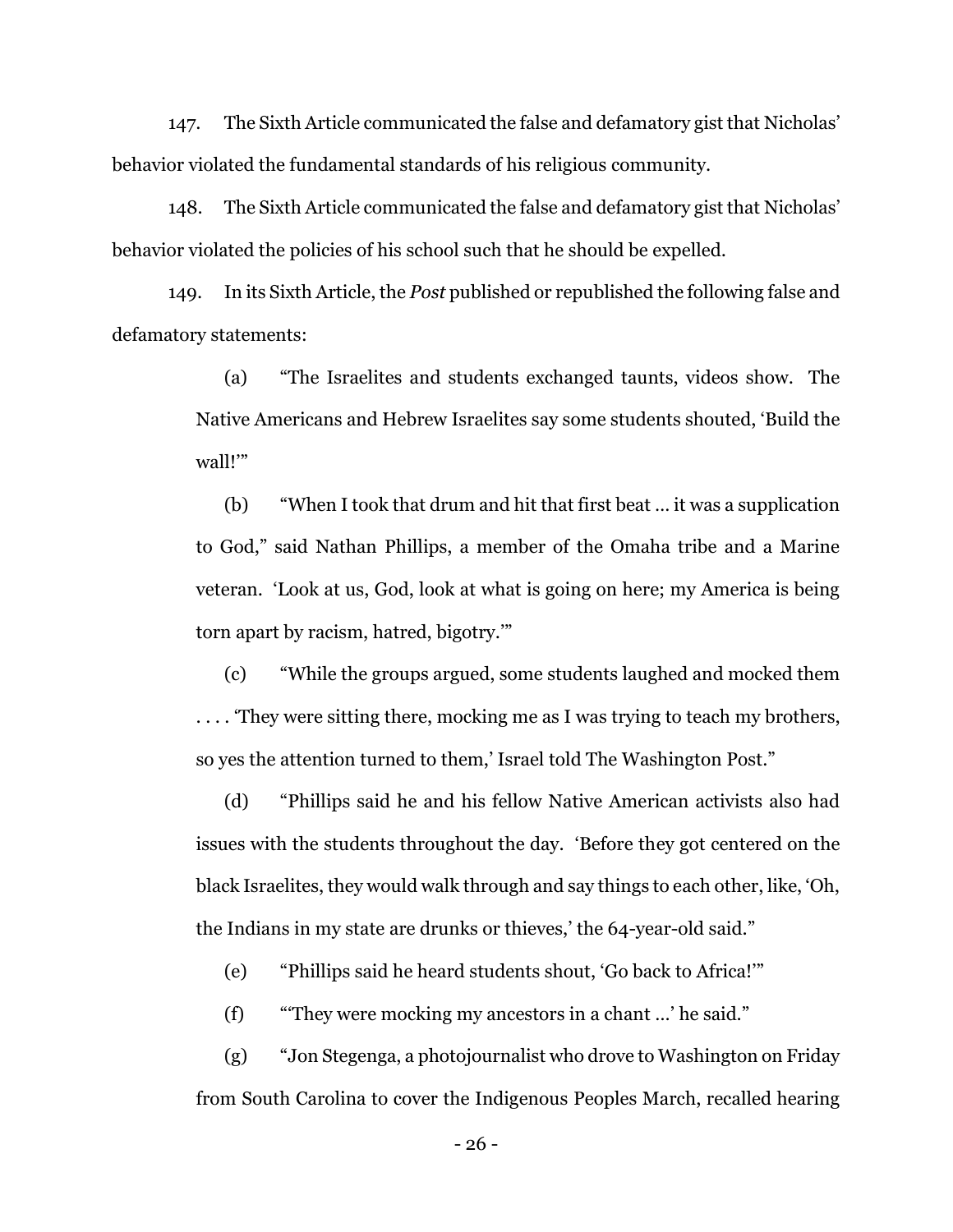147. The Sixth Article communicated the false and defamatory gist that Nicholas' behavior violated the fundamental standards of his religious community.

148. The Sixth Article communicated the false and defamatory gist that Nicholas' behavior violated the policies of his school such that he should be expelled.

149. In its Sixth Article, the *Post* published or republished the following false and defamatory statements:

> (a) "The Israelites and students exchanged taunts, videos show. The Native Americans and Hebrew Israelites say some students shouted, 'Build the wall!'"
>
> (b) "When I took that drum and hit that first beat … it was a supplication to God," said Nathan Phillips, a member of the Omaha tribe and a Marine veteran. 'Look at us, God, look at what is going on here; my America is being torn apart by racism, hatred, bigotry.'"
>
> (c) "While the groups argued, some students laughed and mocked them . . . . 'They were sitting there, mocking me as I was trying to teach my brothers, so yes the attention turned to them,' Israel told The Washington Post."
>
> (d) "Phillips said he and his fellow Native American activists also had issues with the students throughout the day. 'Before they got centered on the black Israelites, they would walk through and say things to each other, like, 'Oh, the Indians in my state are drunks or thieves,' the 64-year-old said."
>
> (e) "Phillips said he heard students shout, 'Go back to Africa!'"
>
> (f) "'They were mocking my ancestors in a chant …' he said."
>
> (g) "Jon Stegenga, a photojournalist who drove to Washington on Friday from South Carolina to cover the Indigenous Peoples March, recalled hearing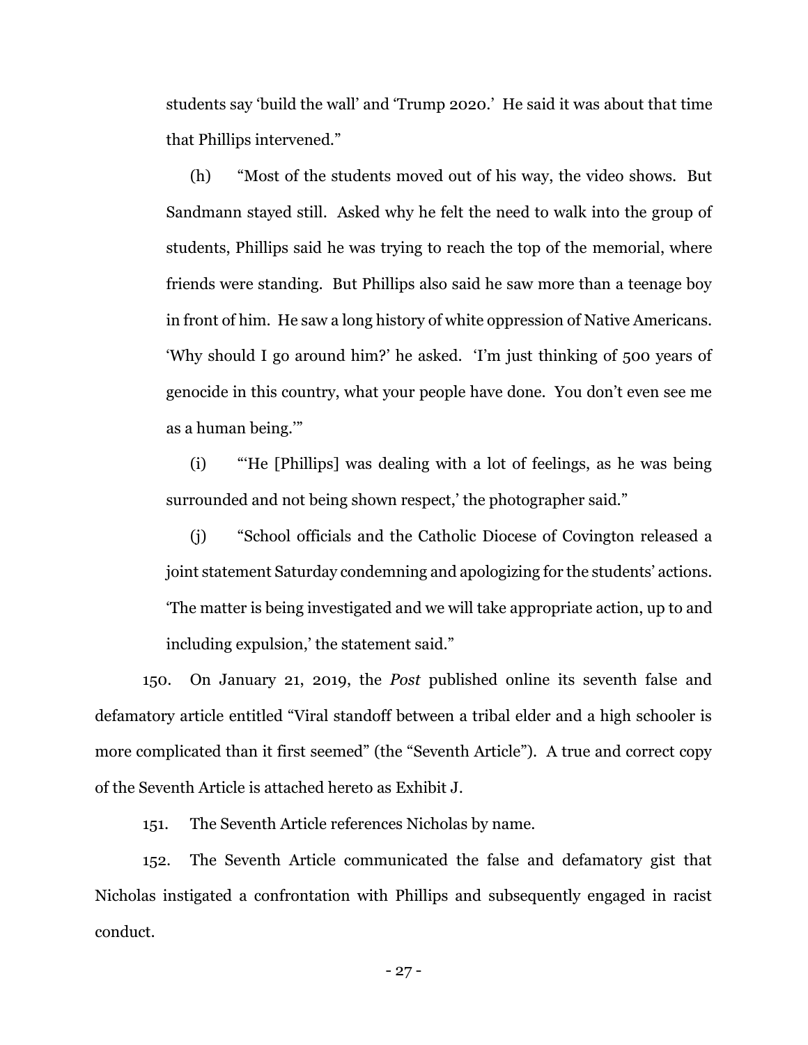students say 'build the wall' and 'Trump 2020.' He said it was about that time that Phillips intervened."

(h) "Most of the students moved out of his way, the video shows. But Sandmann stayed still. Asked why he felt the need to walk into the group of students, Phillips said he was trying to reach the top of the memorial, where friends were standing. But Phillips also said he saw more than a teenage boy in front of him. He saw a long history of white oppression of Native Americans. 'Why should I go around him?' he asked. 'I'm just thinking of 500 years of genocide in this country, what your people have done. You don't even see me as a human being.'"

(i) "'He [Phillips] was dealing with a lot of feelings, as he was being surrounded and not being shown respect,' the photographer said."

(j) "School officials and the Catholic Diocese of Covington released a joint statement Saturday condemning and apologizing for the students' actions. 'The matter is being investigated and we will take appropriate action, up to and including expulsion,' the statement said."

150. On January 21, 2019, the *Post* published online its seventh false and defamatory article entitled "Viral standoff between a tribal elder and a high schooler is more complicated than it first seemed" (the "Seventh Article"). A true and correct copy of the Seventh Article is attached hereto as Exhibit J.

151. The Seventh Article references Nicholas by name.

152. The Seventh Article communicated the false and defamatory gist that Nicholas instigated a confrontation with Phillips and subsequently engaged in racist conduct.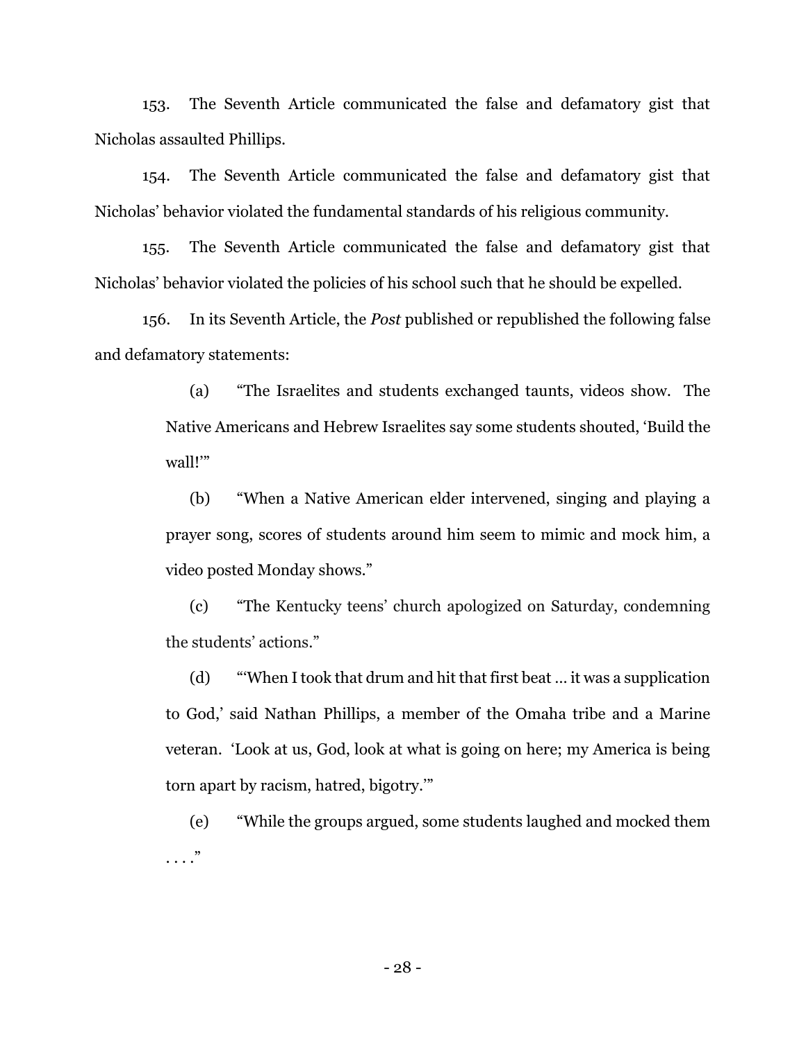153. The Seventh Article communicated the false and defamatory gist that Nicholas assaulted Phillips.

154. The Seventh Article communicated the false and defamatory gist that Nicholas' behavior violated the fundamental standards of his religious community.

155. The Seventh Article communicated the false and defamatory gist that Nicholas' behavior violated the policies of his school such that he should be expelled.

156. In its Seventh Article, the *Post* published or republished the following false and defamatory statements:

> (a) "The Israelites and students exchanged taunts, videos show. The Native Americans and Hebrew Israelites say some students shouted, 'Build the wall!'"
>
> (b) "When a Native American elder intervened, singing and playing a prayer song, scores of students around him seem to mimic and mock him, a video posted Monday shows."
>
> (c) "The Kentucky teens' church apologized on Saturday, condemning the students' actions."
>
> (d) "'When I took that drum and hit that first beat … it was a supplication to God,' said Nathan Phillips, a member of the Omaha tribe and a Marine veteran. 'Look at us, God, look at what is going on here; my America is being torn apart by racism, hatred, bigotry.'"
>
> (e) "While the groups argued, some students laughed and mocked them . . . ."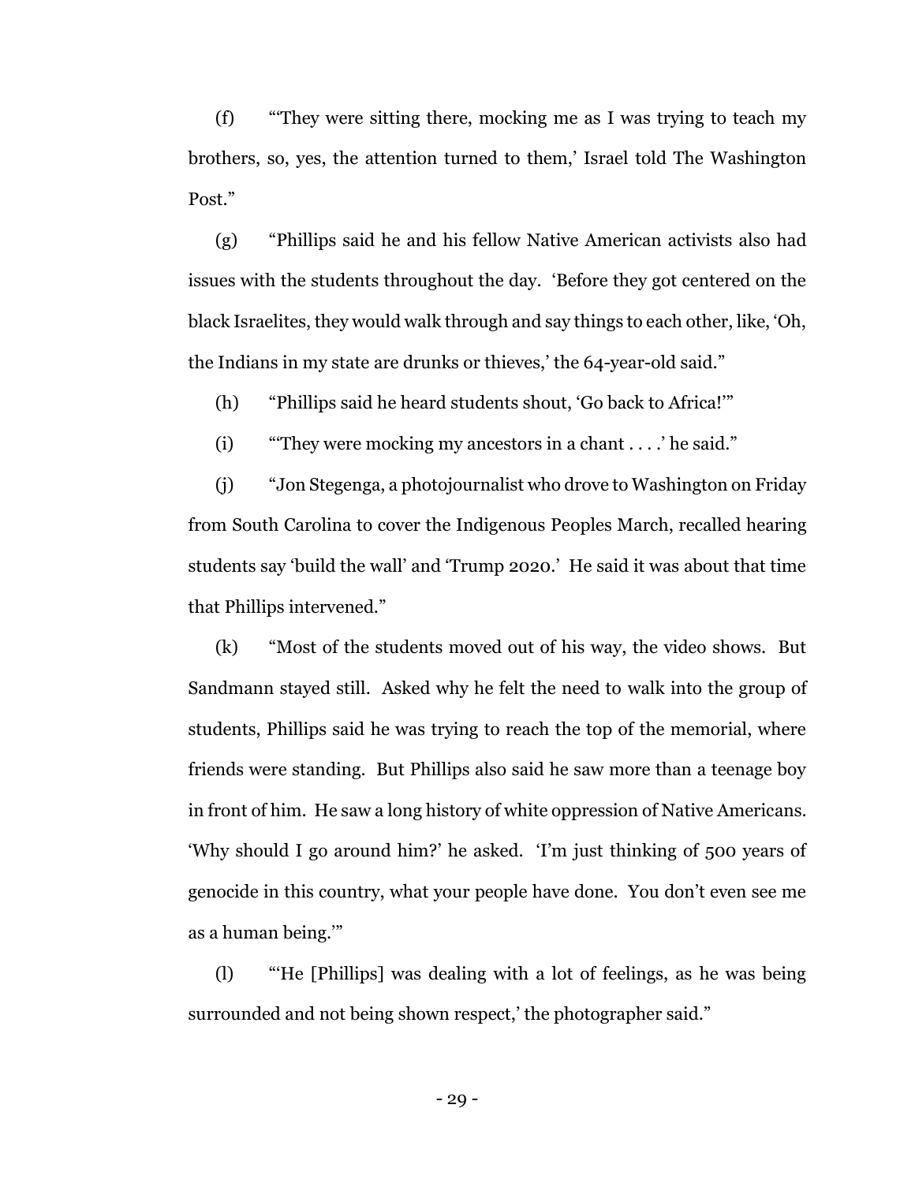(f) "'They were sitting there, mocking me as I was trying to teach my brothers, so, yes, the attention turned to them,' Israel told The Washington Post."

(g) "Phillips said he and his fellow Native American activists also had issues with the students throughout the day. 'Before they got centered on the black Israelites, they would walk through and say things to each other, like, 'Oh, the Indians in my state are drunks or thieves,' the 64-year-old said."

(h) "Phillips said he heard students shout, 'Go back to Africa!'"

(i) "'They were mocking my ancestors in a chant . . . .' he said."

(j) "Jon Stegenga, a photojournalist who drove to Washington on Friday from South Carolina to cover the Indigenous Peoples March, recalled hearing students say 'build the wall' and 'Trump 2020.' He said it was about that time that Phillips intervened."

(k) "Most of the students moved out of his way, the video shows. But Sandmann stayed still. Asked why he felt the need to walk into the group of students, Phillips said he was trying to reach the top of the memorial, where friends were standing. But Phillips also said he saw more than a teenage boy in front of him. He saw a long history of white oppression of Native Americans. 'Why should I go around him?' he asked. 'I'm just thinking of 500 years of genocide in this country, what your people have done. You don't even see me as a human being.'"

(l) "'He [Phillips] was dealing with a lot of feelings, as he was being surrounded and not being shown respect,' the photographer said."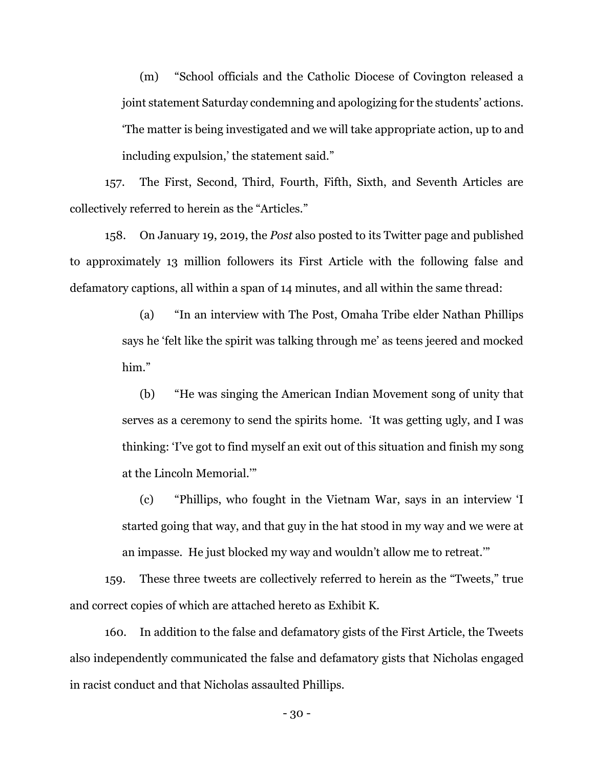(m) "School officials and the Catholic Diocese of Covington released a joint statement Saturday condemning and apologizing for the students' actions. 'The matter is being investigated and we will take appropriate action, up to and including expulsion,' the statement said."

157. The First, Second, Third, Fourth, Fifth, Sixth, and Seventh Articles are collectively referred to herein as the "Articles."

158. On January 19, 2019, the *Post* also posted to its Twitter page and published to approximately 13 million followers its First Article with the following false and defamatory captions, all within a span of 14 minutes, and all within the same thread:

(a) "In an interview with The Post, Omaha Tribe elder Nathan Phillips says he 'felt like the spirit was talking through me' as teens jeered and mocked him."

(b) "He was singing the American Indian Movement song of unity that serves as a ceremony to send the spirits home. 'It was getting ugly, and I was thinking: 'I've got to find myself an exit out of this situation and finish my song at the Lincoln Memorial.'"

(c) "Phillips, who fought in the Vietnam War, says in an interview 'I started going that way, and that guy in the hat stood in my way and we were at an impasse. He just blocked my way and wouldn't allow me to retreat.'"

159. These three tweets are collectively referred to herein as the "Tweets," true and correct copies of which are attached hereto as Exhibit K.

160. In addition to the false and defamatory gists of the First Article, the Tweets also independently communicated the false and defamatory gists that Nicholas engaged in racist conduct and that Nicholas assaulted Phillips.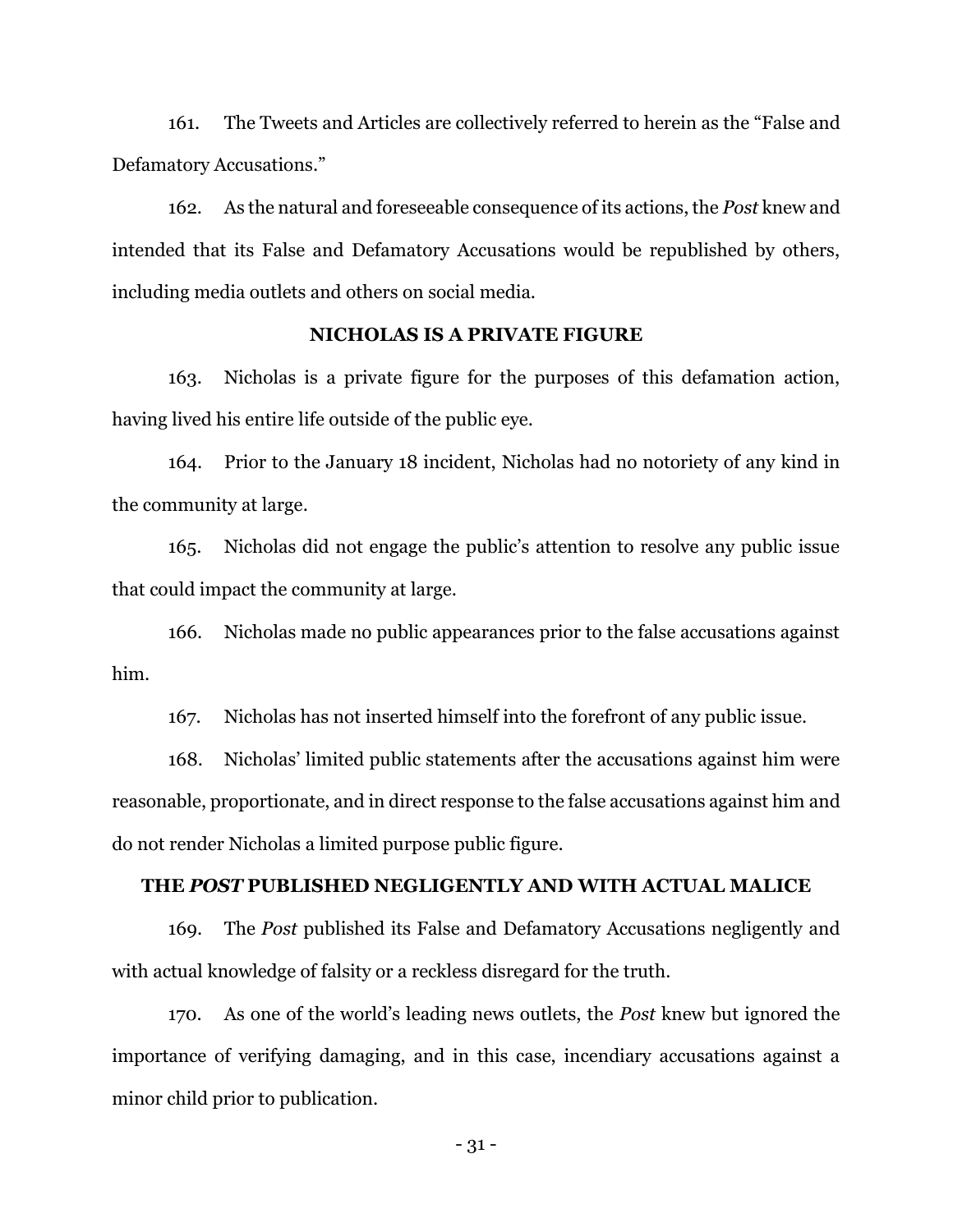161. The Tweets and Articles are collectively referred to herein as the "False and Defamatory Accusations."

162. As the natural and foreseeable consequence of its actions, the *Post* knew and intended that its False and Defamatory Accusations would be republished by others, including media outlets and others on social media.

## NICHOLAS IS A PRIVATE FIGURE

163. Nicholas is a private figure for the purposes of this defamation action, having lived his entire life outside of the public eye.

164. Prior to the January 18 incident, Nicholas had no notoriety of any kind in the community at large.

165. Nicholas did not engage the public's attention to resolve any public issue that could impact the community at large.

166. Nicholas made no public appearances prior to the false accusations against him.

167. Nicholas has not inserted himself into the forefront of any public issue.

168. Nicholas' limited public statements after the accusations against him were reasonable, proportionate, and in direct response to the false accusations against him and do not render Nicholas a limited purpose public figure.

## THE *POST* PUBLISHED NEGLIGENTLY AND WITH ACTUAL MALICE

169. The *Post* published its False and Defamatory Accusations negligently and with actual knowledge of falsity or a reckless disregard for the truth.

170. As one of the world's leading news outlets, the *Post* knew but ignored the importance of verifying damaging, and in this case, incendiary accusations against a minor child prior to publication.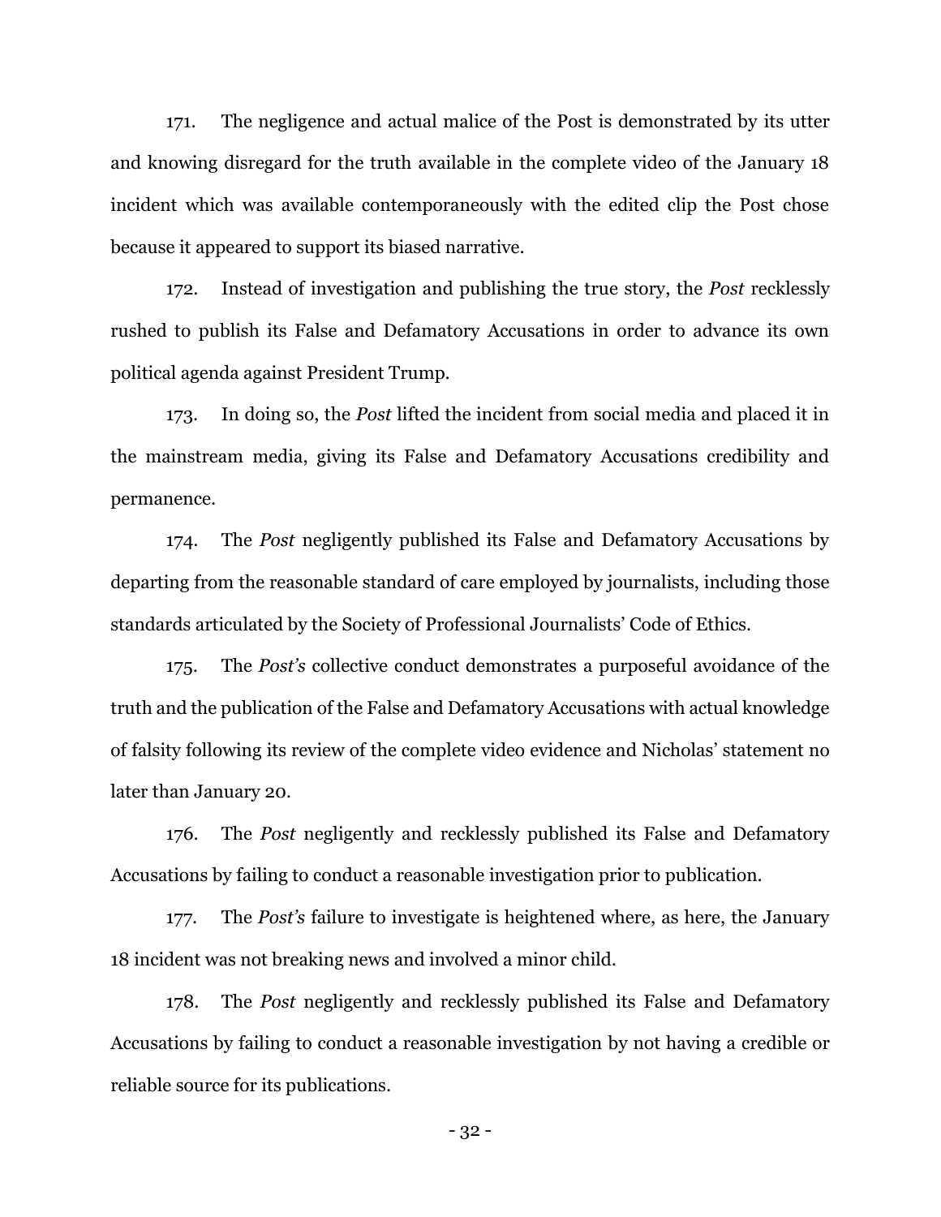171. The negligence and actual malice of the Post is demonstrated by its utter and knowing disregard for the truth available in the complete video of the January 18 incident which was available contemporaneously with the edited clip the Post chose because it appeared to support its biased narrative.

172. Instead of investigation and publishing the true story, the *Post* recklessly rushed to publish its False and Defamatory Accusations in order to advance its own political agenda against President Trump.

173. In doing so, the *Post* lifted the incident from social media and placed it in the mainstream media, giving its False and Defamatory Accusations credibility and permanence.

174. The *Post* negligently published its False and Defamatory Accusations by departing from the reasonable standard of care employed by journalists, including those standards articulated by the Society of Professional Journalists' Code of Ethics.

175. The *Post's* collective conduct demonstrates a purposeful avoidance of the truth and the publication of the False and Defamatory Accusations with actual knowledge of falsity following its review of the complete video evidence and Nicholas' statement no later than January 20.

176. The *Post* negligently and recklessly published its False and Defamatory Accusations by failing to conduct a reasonable investigation prior to publication.

177. The *Post's* failure to investigate is heightened where, as here, the January 18 incident was not breaking news and involved a minor child.

178. The *Post* negligently and recklessly published its False and Defamatory Accusations by failing to conduct a reasonable investigation by not having a credible or reliable source for its publications.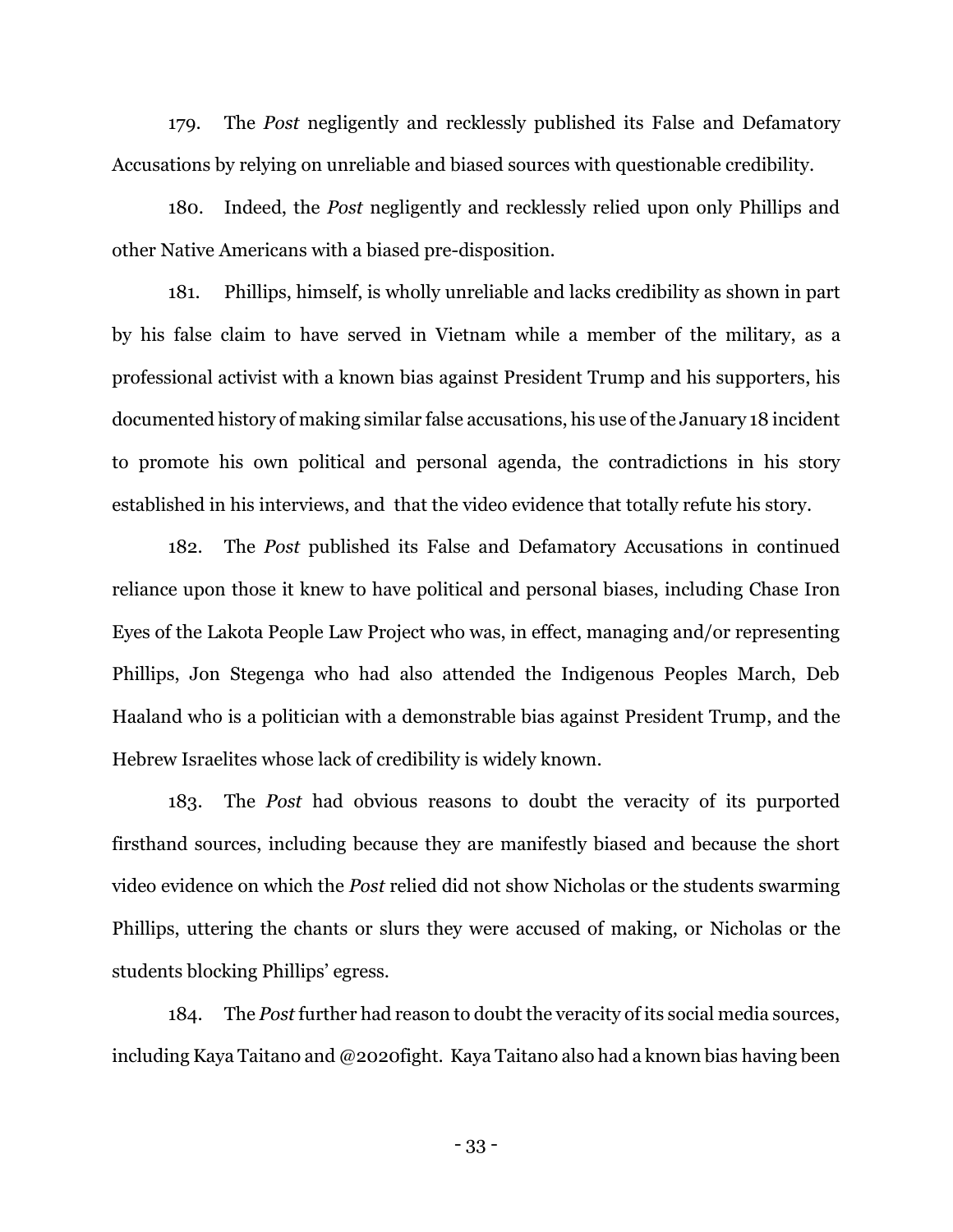179. The *Post* negligently and recklessly published its False and Defamatory Accusations by relying on unreliable and biased sources with questionable credibility.

180. Indeed, the *Post* negligently and recklessly relied upon only Phillips and other Native Americans with a biased pre-disposition.

181. Phillips, himself, is wholly unreliable and lacks credibility as shown in part by his false claim to have served in Vietnam while a member of the military, as a professional activist with a known bias against President Trump and his supporters, his documented history of making similar false accusations, his use of the January 18 incident to promote his own political and personal agenda, the contradictions in his story established in his interviews, and that the video evidence that totally refute his story.

182. The *Post* published its False and Defamatory Accusations in continued reliance upon those it knew to have political and personal biases, including Chase Iron Eyes of the Lakota People Law Project who was, in effect, managing and/or representing Phillips, Jon Stegenga who had also attended the Indigenous Peoples March, Deb Haaland who is a politician with a demonstrable bias against President Trump, and the Hebrew Israelites whose lack of credibility is widely known.

183. The *Post* had obvious reasons to doubt the veracity of its purported firsthand sources, including because they are manifestly biased and because the short video evidence on which the *Post* relied did not show Nicholas or the students swarming Phillips, uttering the chants or slurs they were accused of making, or Nicholas or the students blocking Phillips' egress.

184. The *Post* further had reason to doubt the veracity of its social media sources, including Kaya Taitano and @2020fight. Kaya Taitano also had a known bias having been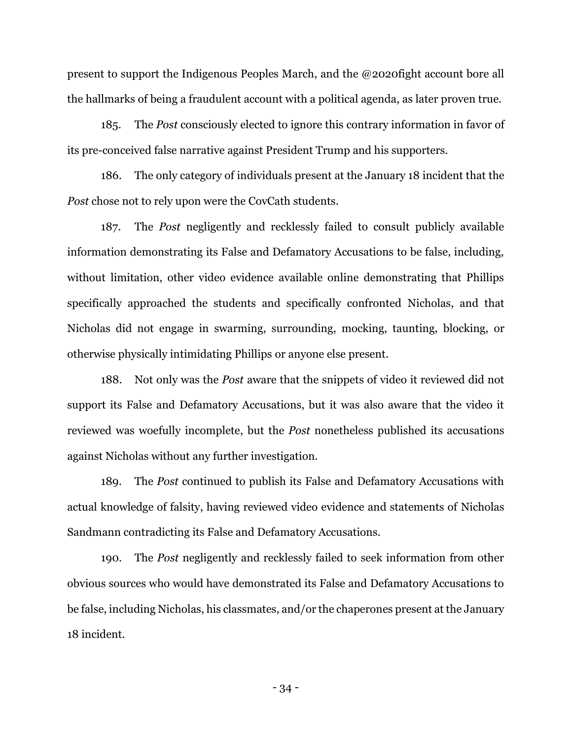present to support the Indigenous Peoples March, and the @2020fight account bore all the hallmarks of being a fraudulent account with a political agenda, as later proven true.

185. The *Post* consciously elected to ignore this contrary information in favor of its pre-conceived false narrative against President Trump and his supporters.

186. The only category of individuals present at the January 18 incident that the *Post* chose not to rely upon were the CovCath students.

187. The *Post* negligently and recklessly failed to consult publicly available information demonstrating its False and Defamatory Accusations to be false, including, without limitation, other video evidence available online demonstrating that Phillips specifically approached the students and specifically confronted Nicholas, and that Nicholas did not engage in swarming, surrounding, mocking, taunting, blocking, or otherwise physically intimidating Phillips or anyone else present.

188. Not only was the *Post* aware that the snippets of video it reviewed did not support its False and Defamatory Accusations, but it was also aware that the video it reviewed was woefully incomplete, but the *Post* nonetheless published its accusations against Nicholas without any further investigation.

189. The *Post* continued to publish its False and Defamatory Accusations with actual knowledge of falsity, having reviewed video evidence and statements of Nicholas Sandmann contradicting its False and Defamatory Accusations.

190. The *Post* negligently and recklessly failed to seek information from other obvious sources who would have demonstrated its False and Defamatory Accusations to be false, including Nicholas, his classmates, and/or the chaperones present at the January 18 incident.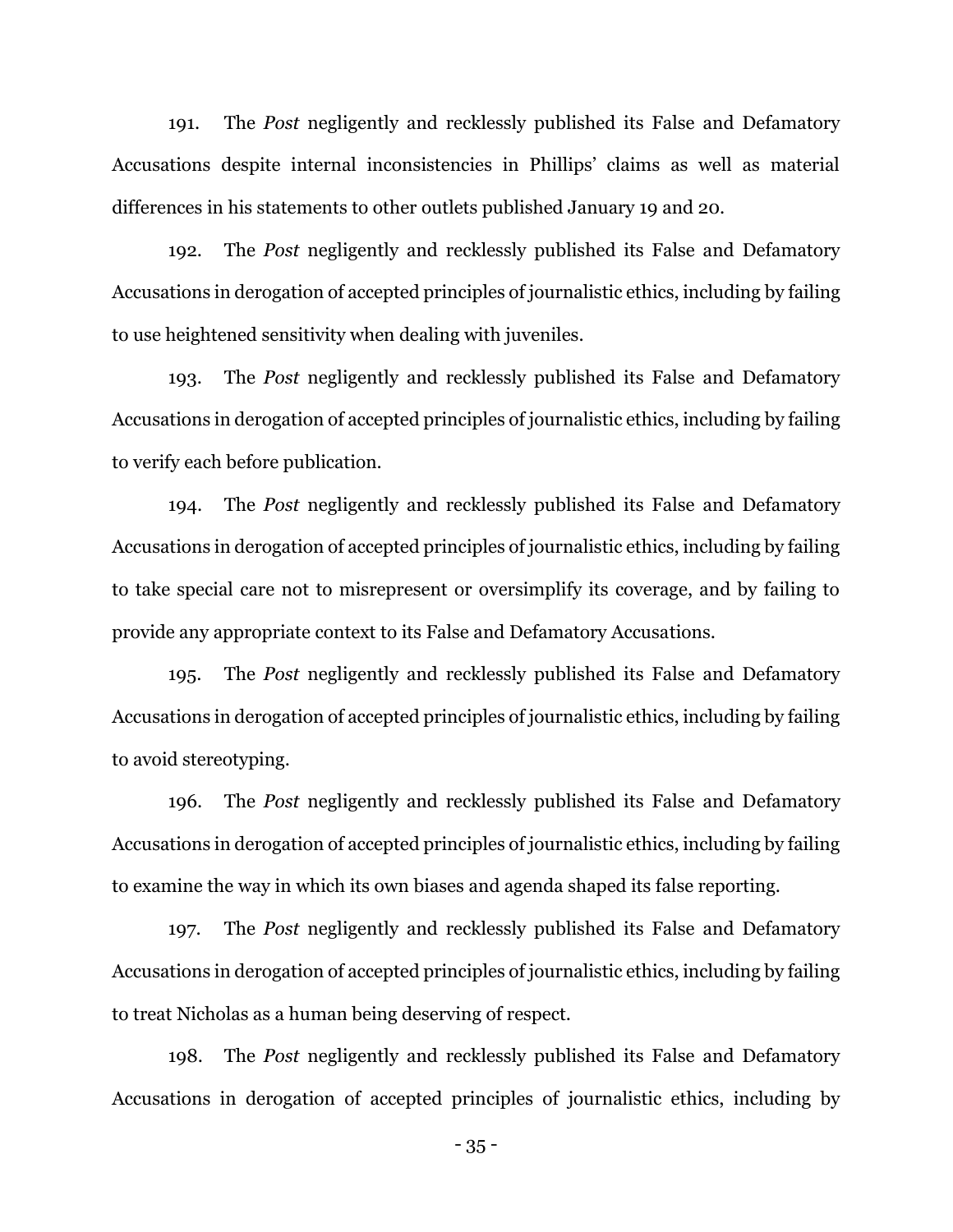191. The *Post* negligently and recklessly published its False and Defamatory Accusations despite internal inconsistencies in Phillips' claims as well as material differences in his statements to other outlets published January 19 and 20.

192. The *Post* negligently and recklessly published its False and Defamatory Accusations in derogation of accepted principles of journalistic ethics, including by failing to use heightened sensitivity when dealing with juveniles.

193. The *Post* negligently and recklessly published its False and Defamatory Accusations in derogation of accepted principles of journalistic ethics, including by failing to verify each before publication.

194. The *Post* negligently and recklessly published its False and Defamatory Accusations in derogation of accepted principles of journalistic ethics, including by failing to take special care not to misrepresent or oversimplify its coverage, and by failing to provide any appropriate context to its False and Defamatory Accusations.

195. The *Post* negligently and recklessly published its False and Defamatory Accusations in derogation of accepted principles of journalistic ethics, including by failing to avoid stereotyping.

196. The *Post* negligently and recklessly published its False and Defamatory Accusations in derogation of accepted principles of journalistic ethics, including by failing to examine the way in which its own biases and agenda shaped its false reporting.

197. The *Post* negligently and recklessly published its False and Defamatory Accusations in derogation of accepted principles of journalistic ethics, including by failing to treat Nicholas as a human being deserving of respect.

198. The *Post* negligently and recklessly published its False and Defamatory Accusations in derogation of accepted principles of journalistic ethics, including by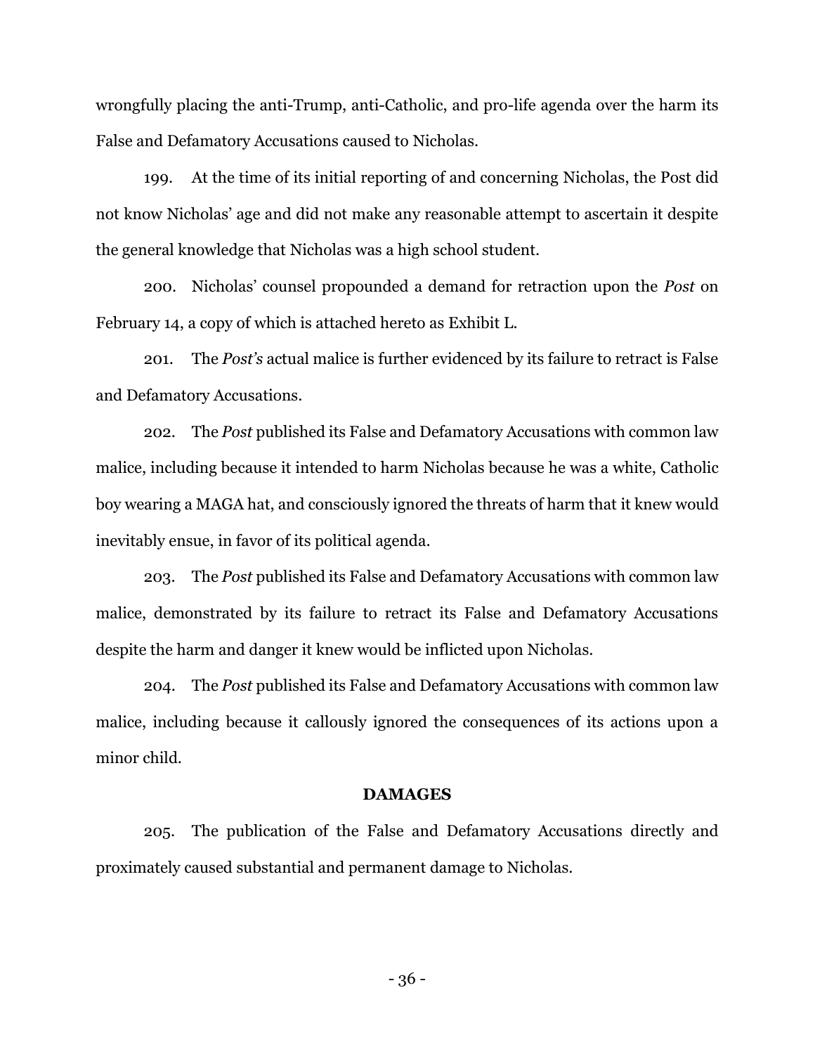wrongfully placing the anti-Trump, anti-Catholic, and pro-life agenda over the harm its False and Defamatory Accusations caused to Nicholas.

199. At the time of its initial reporting of and concerning Nicholas, the Post did not know Nicholas' age and did not make any reasonable attempt to ascertain it despite the general knowledge that Nicholas was a high school student.

200. Nicholas' counsel propounded a demand for retraction upon the *Post* on February 14, a copy of which is attached hereto as Exhibit L.

201. The *Post's* actual malice is further evidenced by its failure to retract is False and Defamatory Accusations.

202. The *Post* published its False and Defamatory Accusations with common law malice, including because it intended to harm Nicholas because he was a white, Catholic boy wearing a MAGA hat, and consciously ignored the threats of harm that it knew would inevitably ensue, in favor of its political agenda.

203. The *Post* published its False and Defamatory Accusations with common law malice, demonstrated by its failure to retract its False and Defamatory Accusations despite the harm and danger it knew would be inflicted upon Nicholas.

204. The *Post* published its False and Defamatory Accusations with common law malice, including because it callously ignored the consequences of its actions upon a minor child.

**DAMAGES**

205. The publication of the False and Defamatory Accusations directly and proximately caused substantial and permanent damage to Nicholas.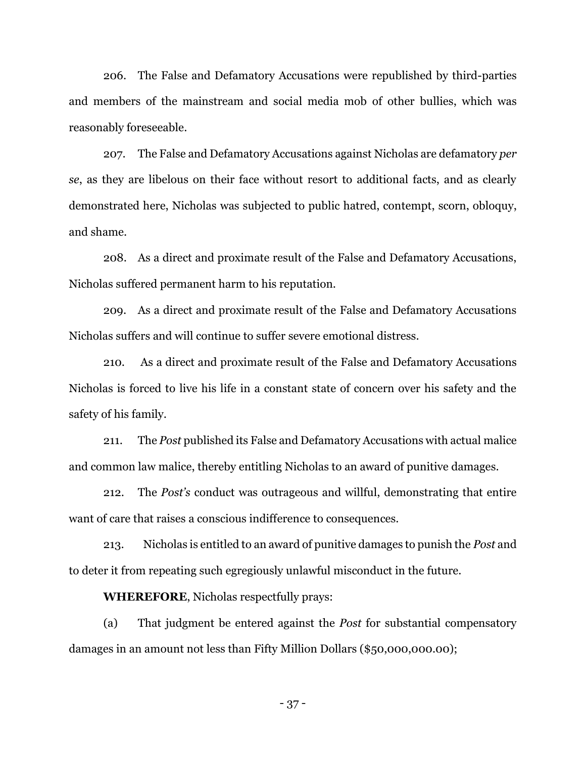206. The False and Defamatory Accusations were republished by third-parties and members of the mainstream and social media mob of other bullies, which was reasonably foreseeable.

207. The False and Defamatory Accusations against Nicholas are defamatory *per se*, as they are libelous on their face without resort to additional facts, and as clearly demonstrated here, Nicholas was subjected to public hatred, contempt, scorn, obloquy, and shame.

208. As a direct and proximate result of the False and Defamatory Accusations, Nicholas suffered permanent harm to his reputation.

209. As a direct and proximate result of the False and Defamatory Accusations Nicholas suffers and will continue to suffer severe emotional distress.

210. As a direct and proximate result of the False and Defamatory Accusations Nicholas is forced to live his life in a constant state of concern over his safety and the safety of his family.

211. The *Post* published its False and Defamatory Accusations with actual malice and common law malice, thereby entitling Nicholas to an award of punitive damages.

212. The *Post's* conduct was outrageous and willful, demonstrating that entire want of care that raises a conscious indifference to consequences.

213. Nicholas is entitled to an award of punitive damages to punish the *Post* and to deter it from repeating such egregiously unlawful misconduct in the future.

**WHEREFORE**, Nicholas respectfully prays:

(a) That judgment be entered against the *Post* for substantial compensatory damages in an amount not less than Fifty Million Dollars ($50,000,000.00);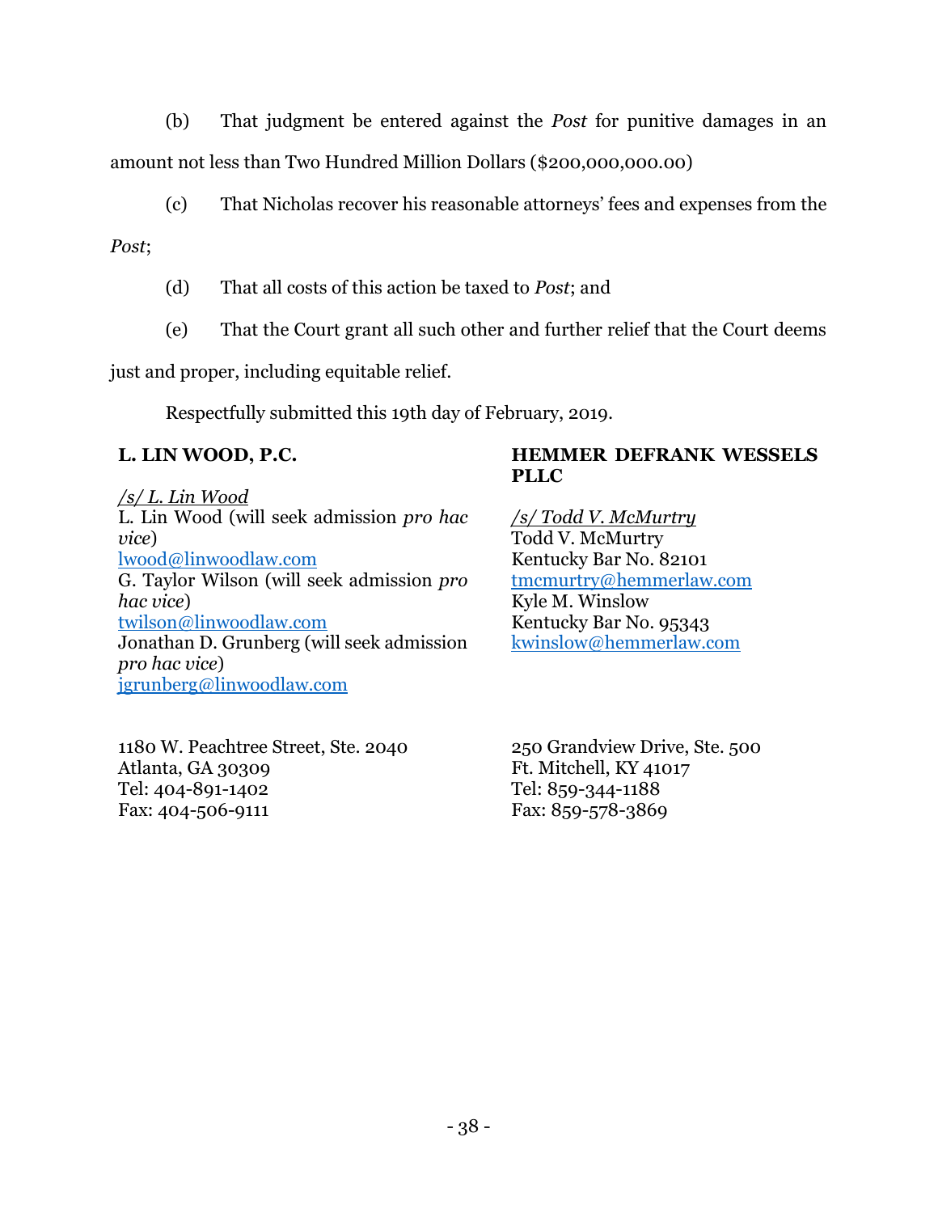(b) That judgment be entered against the *Post* for punitive damages in an amount not less than Two Hundred Million Dollars ($200,000,000.00)

(c) That Nicholas recover his reasonable attorneys' fees and expenses from the *Post*;

(d) That all costs of this action be taxed to *Post*; and

(e) That the Court grant all such other and further relief that the Court deems just and proper, including equitable relief.

Respectfully submitted this 19th day of February, 2019.

**L. LIN WOOD, P.C.**

*/s/ L. Lin Wood*
L. Lin Wood (will seek admission *pro hac vice*)
lwood@linwoodlaw.com
G. Taylor Wilson (will seek admission *pro hac vice*)
twilson@linwoodlaw.com
Jonathan D. Grunberg (will seek admission *pro hac vice*)
jgrunberg@linwoodlaw.com

1180 W. Peachtree Street, Ste. 2040
Atlanta, GA 30309
Tel: 404-891-1402
Fax: 404-506-9111

**HEMMER DEFRANK WESSELS PLLC**

*/s/ Todd V. McMurtry*
Todd V. McMurtry
Kentucky Bar No. 82101
tmcmurtry@hemmerlaw.com
Kyle M. Winslow
Kentucky Bar No. 95343
kwinslow@hemmerlaw.com

250 Grandview Drive, Ste. 500
Ft. Mitchell, KY 41017
Tel: 859-344-1188
Fax: 859-578-3869